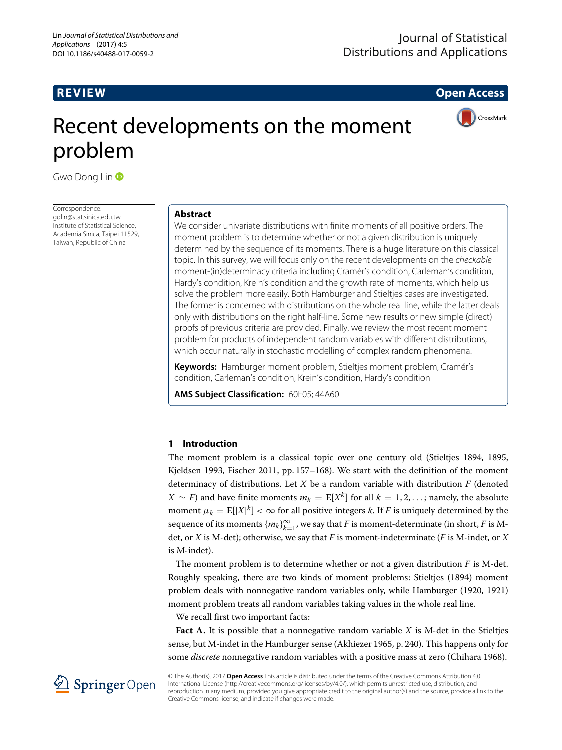REVIEW

Open Access

# Recent developments on the moment problem

Gwo Dong Lin

Correspondence:
gdlin@stat.sinica.edu.tw
Institute of Statistical Science,
Academia Sinica, Taipei 11529,
Taiwan, Republic of China

## Abstract

We consider univariate distributions with finite moments of all positive orders. The moment problem is to determine whether or not a given distribution is uniquely determined by the sequence of its moments. There is a huge literature on this classical topic. In this survey, we will focus only on the recent developments on the *checkable* moment-(in)determinacy criteria including Cramér's condition, Carleman's condition, Hardy's condition, Krein's condition and the growth rate of moments, which help us solve the problem more easily. Both Hamburger and Stieltjes cases are investigated. The former is concerned with distributions on the whole real line, while the latter deals only with distributions on the right half-line. Some new results or new simple (direct) proofs of previous criteria are provided. Finally, we review the most recent moment problem for products of independent random variables with different distributions, which occur naturally in stochastic modelling of complex random phenomena.

**Keywords:** Hamburger moment problem, Stieltjes moment problem, Cramér's condition, Carleman's condition, Krein's condition, Hardy's condition

**AMS Subject Classification:** 60E05; 44A60

## 1 Introduction

The moment problem is a classical topic over one century old (Stieltjes 1894, 1895, Kjeldsen 1993, Fischer 2011, pp. 157–168). We start with the definition of the moment determinacy of distributions. Let $X$ be a random variable with distribution $F$ (denoted $X \sim F$) and have finite moments $m_k = \mathbf{E}[X^k]$ for all $k = 1, 2, \ldots$; namely, the absolute moment $\mu_k = \mathbf{E}[|X|^k] < \infty$ for all positive integers $k$. If $F$ is uniquely determined by the sequence of its moments $\{m_k\}_{k=1}^{\infty}$, we say that $F$ is moment-determinate (in short, $F$ is M-det, or $X$ is M-det); otherwise, we say that $F$ is moment-indeterminate ($F$ is M-indet, or $X$ is M-indet).

The moment problem is to determine whether or not a given distribution $F$ is M-det. Roughly speaking, there are two kinds of moment problems: Stieltjes (1894) moment problem deals with nonnegative random variables only, while Hamburger (1920, 1921) moment problem treats all random variables taking values in the whole real line.

We recall first two important facts:

**Fact A.** It is possible that a nonnegative random variable $X$ is M-det in the Stieltjes sense, but M-indet in the Hamburger sense (Akhiezer 1965, p. 240). This happens only for some *discrete* nonnegative random variables with a positive mass at zero (Chihara 1968).

© The Author(s). 2017 **Open Access** This article is distributed under the terms of the Creative Commons Attribution 4.0 International License (http://creativecommons.org/licenses/by/4.0/), which permits unrestricted use, distribution, and reproduction in any medium, provided you give appropriate credit to the original author(s) and the source, provide a link to the Creative Commons license, and indicate if changes were made.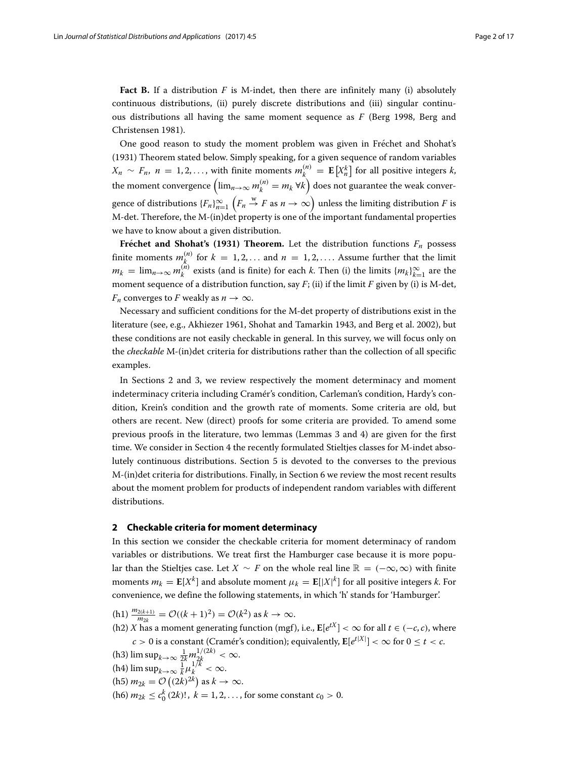**Fact B.** If a distribution $F$ is M-indet, then there are infinitely many (i) absolutely continuous distributions, (ii) purely discrete distributions and (iii) singular continuous distributions all having the same moment sequence as $F$ (Berg 1998, Berg and Christensen 1981).

One good reason to study the moment problem was given in Fréchet and Shohat's (1931) Theorem stated below. Simply speaking, for a given sequence of random variables $X_n \sim F_n,\ n = 1, 2, \ldots$, with finite moments $m_k^{(n)} = \mathbf{E}\left[X_n^k\right]$ for all positive integers $k$, the moment convergence $\left(\lim_{n\to\infty} m_k^{(n)} = m_k\ \forall k\right)$ does not guarantee the weak convergence of distributions $\{F_n\}_{n=1}^{\infty}$ $\left(F_n \xrightarrow{\text{w}} F \text{ as } n \to \infty\right)$ unless the limiting distribution $F$ is M-det. Therefore, the M-(in)det property is one of the important fundamental properties we have to know about a given distribution.

**Fréchet and Shohat's (1931) Theorem.** Let the distribution functions $F_n$ possess finite moments $m_k^{(n)}$ for $k = 1, 2, \ldots$ and $n = 1, 2, \ldots$. Assume further that the limit $m_k = \lim_{n\to\infty} m_k^{(n)}$ exists (and is finite) for each $k$. Then (i) the limits $\{m_k\}_{k=1}^{\infty}$ are the moment sequence of a distribution function, say $F$; (ii) if the limit $F$ given by (i) is M-det, $F_n$ converges to $F$ weakly as $n \to \infty$.

Necessary and sufficient conditions for the M-det property of distributions exist in the literature (see, e.g., Akhiezer 1961, Shohat and Tamarkin 1943, and Berg et al. 2002), but these conditions are not easily checkable in general. In this survey, we will focus only on the *checkable* M-(in)det criteria for distributions rather than the collection of all specific examples.

In Sections 2 and 3, we review respectively the moment determinacy and moment indeterminacy criteria including Cramér's condition, Carleman's condition, Hardy's condition, Krein's condition and the growth rate of moments. Some criteria are old, but others are recent. New (direct) proofs for some criteria are provided. To amend some previous proofs in the literature, two lemmas (Lemmas 3 and 4) are given for the first time. We consider in Section 4 the recently formulated Stieltjes classes for M-indet absolutely continuous distributions. Section 5 is devoted to the converses to the previous M-(in)det criteria for distributions. Finally, in Section 6 we review the most recent results about the moment problem for products of independent random variables with different distributions.

## 2 Checkable criteria for moment determinacy

In this section we consider the checkable criteria for moment determinacy of random variables or distributions. We treat first the Hamburger case because it is more popular than the Stieltjes case. Let $X \sim F$ on the whole real line $\mathbb{R} = (-\infty, \infty)$ with finite moments $m_k = \mathbf{E}[X^k]$ and absolute moment $\mu_k = \mathbf{E}[|X|^k]$ for all positive integers $k$. For convenience, we define the following statements, in which 'h' stands for 'Hamburger'.

(h1) $\frac{m_{2(k+1)}}{m_{2k}} = \mathcal{O}((k+1)^2) = \mathcal{O}(k^2)$ as $k \to \infty$.

(h2) $X$ has a moment generating function (mgf), i.e., $\mathbf{E}[e^{tX}] < \infty$ for all $t \in (-c, c)$, where $c > 0$ is a constant (Cramér's condition); equivalently, $\mathbf{E}[e^{t|X|}] < \infty$ for $0 \le t < c$.

(h3) $\limsup_{k\to\infty} \frac{1}{2k} m_{2k}^{1/(2k)} < \infty$.

(h4) $\limsup_{k\to\infty} \frac{1}{k} \mu_k^{1/k} < \infty$.

(h5) $m_{2k} = \mathcal{O}\left((2k)^{2k}\right)$ as $k \to \infty$.

(h6) $m_{2k} \le c_0^k\,(2k)!\,,\ k = 1, 2, \ldots$, for some constant $c_0 > 0$.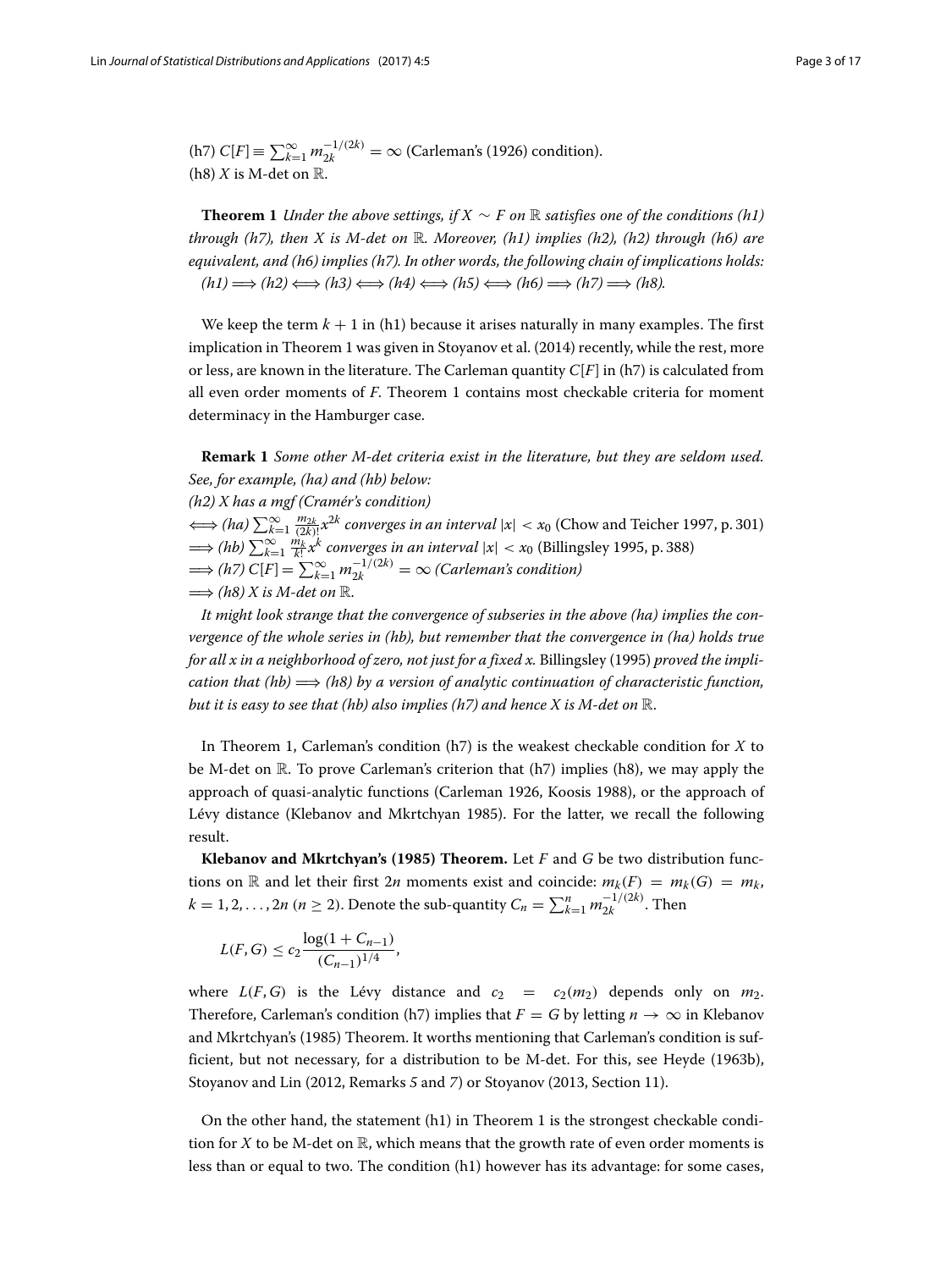(h7) $C[F] \equiv \sum_{k=1}^{\infty} m_{2k}^{-1/(2k)} = \infty$ (Carleman's (1926) condition).
(h8) $X$ is M-det on $\mathbb{R}$.

**Theorem 1** *Under the above settings, if $X \sim F$ on $\mathbb{R}$ satisfies one of the conditions (h1) through (h7), then $X$ is M-det on $\mathbb{R}$. Moreover, (h1) implies (h2), (h2) through (h6) are equivalent, and (h6) implies (h7). In other words, the following chain of implications holds:*
*(h1) $\Longrightarrow$ (h2) $\Longleftrightarrow$ (h3) $\Longleftrightarrow$ (h4) $\Longleftrightarrow$ (h5) $\Longleftrightarrow$ (h6) $\Longrightarrow$ (h7) $\Longrightarrow$ (h8).*

We keep the term $k+1$ in (h1) because it arises naturally in many examples. The first implication in Theorem 1 was given in Stoyanov et al. (2014) recently, while the rest, more or less, are known in the literature. The Carleman quantity $C[F]$ in (h7) is calculated from all even order moments of $F$. Theorem 1 contains most checkable criteria for moment determinacy in the Hamburger case.

**Remark 1** *Some other M-det criteria exist in the literature, but they are seldom used. See, for example, (ha) and (hb) below:*
*(h2) X has a mgf (Cramér's condition)*
$\Longleftrightarrow$ *(ha) $\sum_{k=1}^{\infty} \frac{m_{2k}}{(2k)!} x^{2k}$ converges in an interval $|x| < x_0$* (Chow and Teicher 1997, p. 301)
$\Longrightarrow$ *(hb) $\sum_{k=1}^{\infty} \frac{m_k}{k!} x^{k}$ converges in an interval $|x| < x_0$* (Billingsley 1995, p. 388)
$\Longrightarrow$ *(h7) $C[F] = \sum_{k=1}^{\infty} m_{2k}^{-1/(2k)} = \infty$ (Carleman's condition)*
$\Longrightarrow$ *(h8) X is M-det on $\mathbb{R}$.*

*It might look strange that the convergence of subseries in the above (ha) implies the convergence of the whole series in (hb), but remember that the convergence in (ha) holds true for all x in a neighborhood of zero, not just for a fixed x.* Billingsley (1995) *proved the implication that (hb) $\Longrightarrow$ (h8) by a version of analytic continuation of characteristic function, but it is easy to see that (hb) also implies (h7) and hence X is M-det on $\mathbb{R}$.*

In Theorem 1, Carleman's condition (h7) is the weakest checkable condition for $X$ to be M-det on $\mathbb{R}$. To prove Carleman's criterion that (h7) implies (h8), we may apply the approach of quasi-analytic functions (Carleman 1926, Koosis 1988), or the approach of Lévy distance (Klebanov and Mkrtchyan 1985). For the latter, we recall the following result.

**Klebanov and Mkrtchyan's (1985) Theorem.** Let $F$ and $G$ be two distribution functions on $\mathbb{R}$ and let their first $2n$ moments exist and coincide: $m_k(F) = m_k(G) = m_k$, $k = 1, 2, \ldots, 2n$ ($n \geq 2$). Denote the sub-quantity $C_n = \sum_{k=1}^{n} m_{2k}^{-1/(2k)}$. Then

$$L(F,G) \leq c_2 \frac{\log(1 + C_{n-1})}{(C_{n-1})^{1/4}},$$

where $L(F,G)$ is the Lévy distance and $c_2 = c_2(m_2)$ depends only on $m_2$. Therefore, Carleman's condition (h7) implies that $F = G$ by letting $n \to \infty$ in Klebanov and Mkrtchyan's (1985) Theorem. It worths mentioning that Carleman's condition is sufficient, but not necessary, for a distribution to be M-det. For this, see Heyde (1963b), Stoyanov and Lin (2012, Remarks *5* and *7*) or Stoyanov (2013, Section 11).

On the other hand, the statement (h1) in Theorem 1 is the strongest checkable condition for $X$ to be M-det on $\mathbb{R}$, which means that the growth rate of even order moments is less than or equal to two. The condition (h1) however has its advantage: for some cases,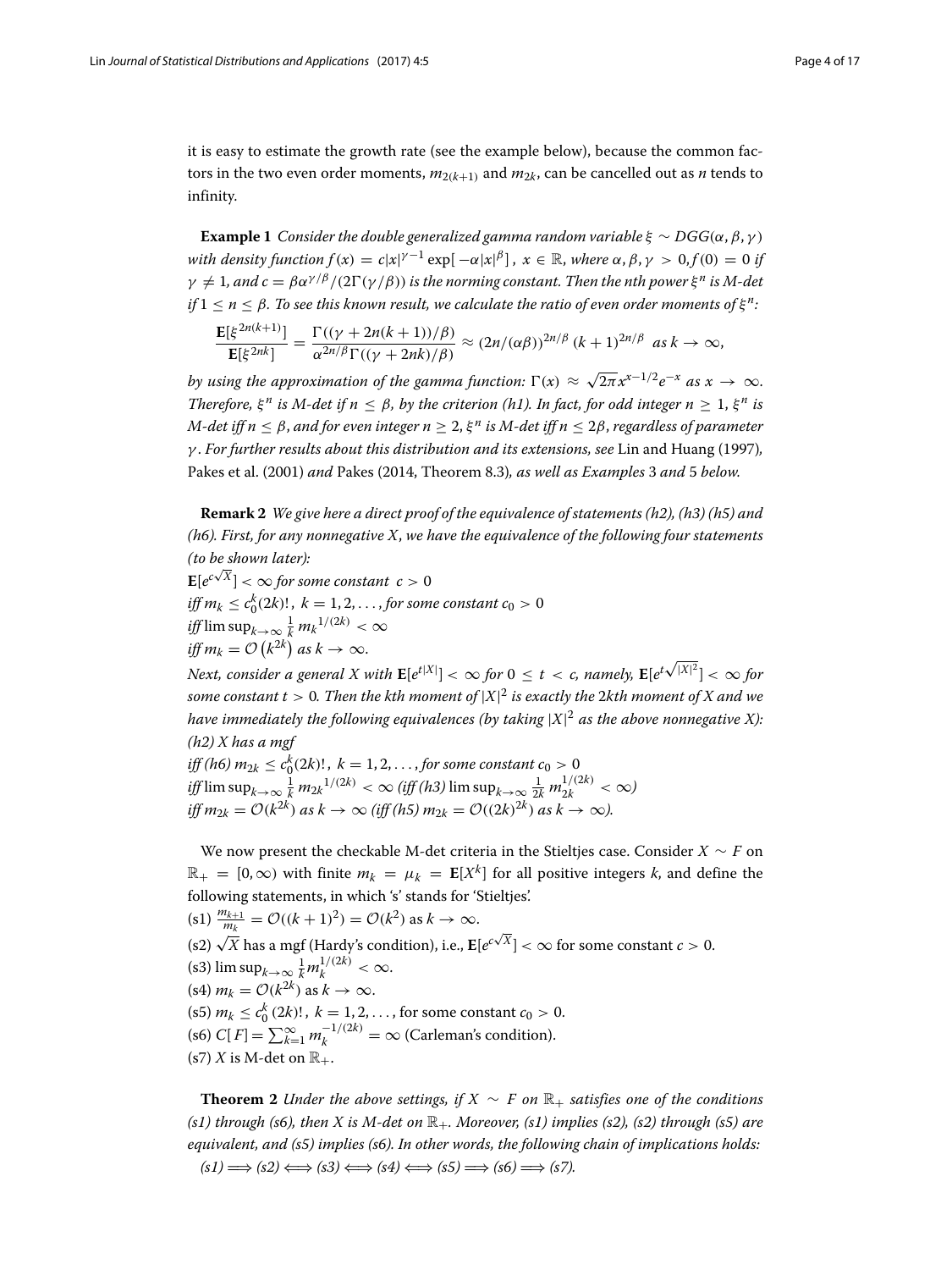it is easy to estimate the growth rate (see the example below), because the common factors in the two even order moments, $m_{2(k+1)}$ and $m_{2k}$, can be cancelled out as $n$ tends to infinity.

**Example 1** *Consider the double generalized gamma random variable $\xi \sim DGG(\alpha, \beta, \gamma)$ with density function $f(x) = c|x|^{\gamma-1}\exp[-\alpha|x|^{\beta}]$, $x \in \mathbb{R}$, where $\alpha, \beta, \gamma > 0, f(0) = 0$ if $\gamma \neq 1$, and $c = \beta\alpha^{\gamma/\beta}/(2\Gamma(\gamma/\beta))$ is the norming constant. Then the nth power $\xi^n$ is M-det if $1 \le n \le \beta$. To see this known result, we calculate the ratio of even order moments of $\xi^n$:*

$$\frac{\mathbf{E}[\xi^{2n(k+1)}]}{\mathbf{E}[\xi^{2nk}]} = \frac{\Gamma((\gamma + 2n(k+1))/\beta)}{\alpha^{2n/\beta}\Gamma((\gamma + 2nk)/\beta)} \approx (2n/(\alpha\beta))^{2n/\beta}\,(k+1)^{2n/\beta} \;\; as\; k \to \infty,$$

*by using the approximation of the gamma function: $\Gamma(x) \approx \sqrt{2\pi}x^{x-1/2}e^{-x}$ as $x \to \infty$. Therefore, $\xi^n$ is M-det if $n \le \beta$, by the criterion (h1). In fact, for odd integer $n \ge 1$, $\xi^n$ is M-det iff $n \le \beta$, and for even integer $n \ge 2$, $\xi^n$ is M-det iff $n \le 2\beta$, regardless of parameter $\gamma$. For further results about this distribution and its extensions, see* Lin and Huang (1997), Pakes et al. (2001) *and* Pakes (2014, Theorem 8.3)*, as well as Examples* 3 *and* 5 *below.*

**Remark 2** *We give here a direct proof of the equivalence of statements (h2), (h3) (h5) and (h6). First, for any nonnegative $X$, we have the equivalence of the following four statements (to be shown later):*

*$\mathbf{E}[e^{c\sqrt{X}}] < \infty$ for some constant $c > 0$*
*iff $m_k \le c_0^k(2k)!$, $k = 1, 2, \ldots,$ for some constant $c_0 > 0$*
*iff $\limsup_{k\to\infty} \frac{1}{k}\, {m_k}^{1/(2k)} < \infty$*
*iff $m_k = \mathcal{O}\left(k^{2k}\right)$ as $k \to \infty$.*

*Next, consider a general $X$ with $\mathbf{E}[e^{t|X|}] < \infty$ for $0 \le t < c$, namely, $\mathbf{E}[e^{t\sqrt{|X|^2}}] < \infty$ for some constant $t > 0$. Then the kth moment of $|X|^2$ is exactly the 2kth moment of $X$ and we have immediately the following equivalences (by taking $|X|^2$ as the above nonnegative $X$):*

*(h2) $X$ has a mgf*
*iff (h6) $m_{2k} \le c_0^k(2k)!$, $k = 1, 2, \ldots,$ for some constant $c_0 > 0$*
*iff $\limsup_{k\to\infty} \frac{1}{k}\, {m_{2k}}^{1/(2k)} < \infty$ (iff (h3) $\limsup_{k\to\infty} \frac{1}{2k}\, m_{2k}^{1/(2k)} < \infty$)*
*iff $m_{2k} = \mathcal{O}(k^{2k})$ as $k \to \infty$ (iff (h5) $m_{2k} = \mathcal{O}((2k)^{2k})$ as $k \to \infty$).*

We now present the checkable M-det criteria in the Stieltjes case. Consider $X \sim F$ on $\mathbb{R}_+ = [0, \infty)$ with finite $m_k = \mu_k = \mathbf{E}[X^k]$ for all positive integers $k$, and define the following statements, in which 's' stands for 'Stieltjes'.

(s1) $\frac{m_{k+1}}{m_k} = \mathcal{O}((k+1)^2) = \mathcal{O}(k^2)$ as $k \to \infty$.
(s2) $\sqrt{X}$ has a mgf (Hardy's condition), i.e., $\mathbf{E}[e^{c\sqrt{X}}] < \infty$ for some constant $c > 0$.
(s3) $\limsup_{k\to\infty} \frac{1}{k} m_k^{1/(2k)} < \infty$.
(s4) $m_k = \mathcal{O}(k^{2k})$ as $k \to \infty$.
(s5) $m_k \le c_0^k\,(2k)!$, $k = 1, 2, \ldots,$ for some constant $c_0 > 0$.
(s6) $C[F] = \sum_{k=1}^{\infty} m_k^{-1/(2k)} = \infty$ (Carleman's condition).
(s7) $X$ is M-det on $\mathbb{R}_+$.

**Theorem 2** *Under the above settings, if $X \sim F$ on $\mathbb{R}_+$ satisfies one of the conditions (s1) through (s6), then $X$ is M-det on $\mathbb{R}_+$. Moreover, (s1) implies (s2), (s2) through (s5) are equivalent, and (s5) implies (s6). In other words, the following chain of implications holds:*
*(s1) $\Longrightarrow$ (s2) $\Longleftrightarrow$ (s3) $\Longleftrightarrow$ (s4) $\Longleftrightarrow$ (s5) $\Longrightarrow$ (s6) $\Longrightarrow$ (s7).*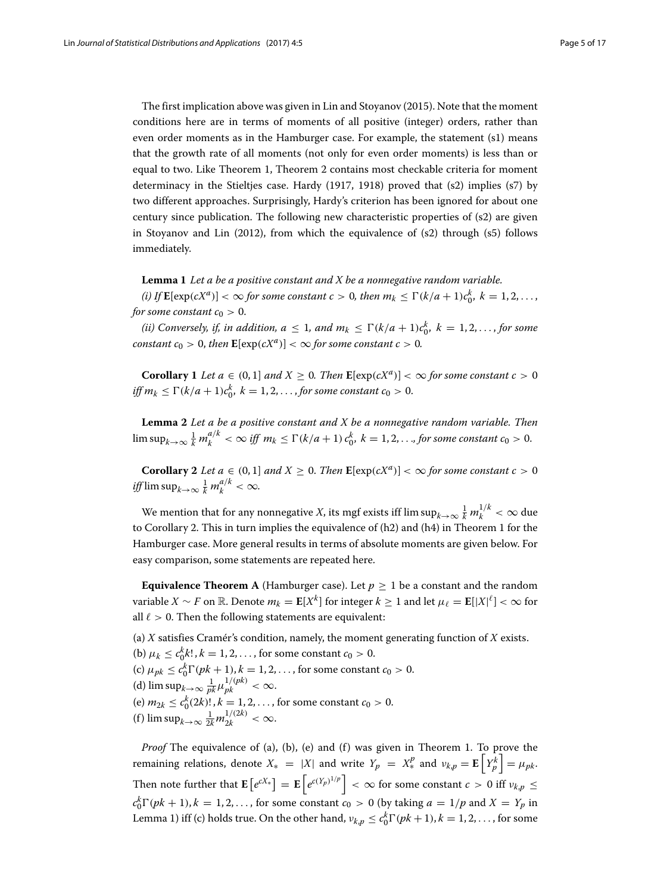The first implication above was given in Lin and Stoyanov (2015). Note that the moment conditions here are in terms of moments of all positive (integer) orders, rather than even order moments as in the Hamburger case. For example, the statement (s1) means that the growth rate of all moments (not only for even order moments) is less than or equal to two. Like Theorem 1, Theorem 2 contains most checkable criteria for moment determinacy in the Stieltjes case. Hardy (1917, 1918) proved that (s2) implies (s7) by two different approaches. Surprisingly, Hardy's criterion has been ignored for about one century since publication. The following new characteristic properties of (s2) are given in Stoyanov and Lin (2012), from which the equivalence of (s2) through (s5) follows immediately.

**Lemma 1** *Let a be a positive constant and X be a nonnegative random variable.*

*(i) If* $\mathbf{E}[\exp(cX^a)] < \infty$ *for some constant* $c > 0$*, then* $m_k \le \Gamma(k/a+1)c_0^k,\ k = 1, 2, \ldots,$ *for some constant* $c_0 > 0$*.*

*(ii) Conversely, if, in addition,* $a \le 1$*, and* $m_k \le \Gamma(k/a+1)c_0^k,\ k = 1, 2, \ldots,$ *for some constant* $c_0 > 0$*, then* $\mathbf{E}[\exp(cX^a)] < \infty$ *for some constant* $c > 0$*.*

**Corollary 1** *Let* $a \in (0, 1]$ *and* $X \ge 0$*. Then* $\mathbf{E}[\exp(cX^a)] < \infty$ *for some constant* $c > 0$ *iff* $m_k \le \Gamma(k/a+1)c_0^k,\ k = 1, 2, \ldots,$ *for some constant* $c_0 > 0$*.*

**Lemma 2** *Let a be a positive constant and X be a nonnegative random variable. Then* $\limsup_{k\to\infty} \frac{1}{k}\, m_k^{a/k} < \infty$ *iff* $m_k \le \Gamma(k/a+1)\, c_0^k,\ k = 1, 2, \ldots,$ *for some constant* $c_0 > 0$*.*

**Corollary 2** *Let* $a \in (0, 1]$ *and* $X \ge 0$*. Then* $\mathbf{E}[\exp(cX^a)] < \infty$ *for some constant* $c > 0$ *iff* $\limsup_{k\to\infty} \frac{1}{k}\, m_k^{a/k} < \infty$*.*

We mention that for any nonnegative $X$, its mgf exists iff $\limsup_{k\to\infty} \frac{1}{k}\, m_k^{1/k} < \infty$ due to Corollary 2. This in turn implies the equivalence of (h2) and (h4) in Theorem 1 for the Hamburger case. More general results in terms of absolute moments are given below. For easy comparison, some statements are repeated here.

**Equivalence Theorem A** (Hamburger case). Let $p \ge 1$ be a constant and the random variable $X \sim F$ on $\mathbb{R}$. Denote $m_k = \mathbf{E}[X^k]$ for integer $k \ge 1$ and let $\mu_\ell = \mathbf{E}[|X|^\ell] < \infty$ for all $\ell > 0$. Then the following statements are equivalent:

(a) $X$ satisfies Cramér's condition, namely, the moment generating function of $X$ exists.
(b) $\mu_k \le c_0^k k!, k = 1, 2, \ldots,$ for some constant $c_0 > 0$.
(c) $\mu_{pk} \le c_0^k \Gamma(pk+1), k = 1, 2, \ldots,$ for some constant $c_0 > 0$.
(d) $\limsup_{k\to\infty} \frac{1}{pk} \mu_{pk}^{1/(pk)} < \infty$.
(e) $m_{2k} \le c_0^k (2k)!, k = 1, 2, \ldots,$ for some constant $c_0 > 0$.
(f) $\limsup_{k\to\infty} \frac{1}{2k} m_{2k}^{1/(2k)} < \infty$.

*Proof* The equivalence of (a), (b), (e) and (f) was given in Theorem 1. To prove the remaining relations, denote $X_* = |X|$ and write $Y_p = X_*^p$ and $\nu_{k,p} = \mathbf{E}\left[Y_p^k\right] = \mu_{pk}$. Then note further that $\mathbf{E}\left[e^{cX_*}\right] = \mathbf{E}\left[e^{c(Y_p)^{1/p}}\right] < \infty$ for some constant $c > 0$ iff $\nu_{k,p} \le c_0^k \Gamma(pk+1), k = 1, 2, \ldots,$ for some constant $c_0 > 0$ (by taking $a = 1/p$ and $X = Y_p$ in Lemma 1) iff (c) holds true. On the other hand, $\nu_{k,p} \le c_0^k \Gamma(pk+1), k = 1, 2, \ldots,$ for some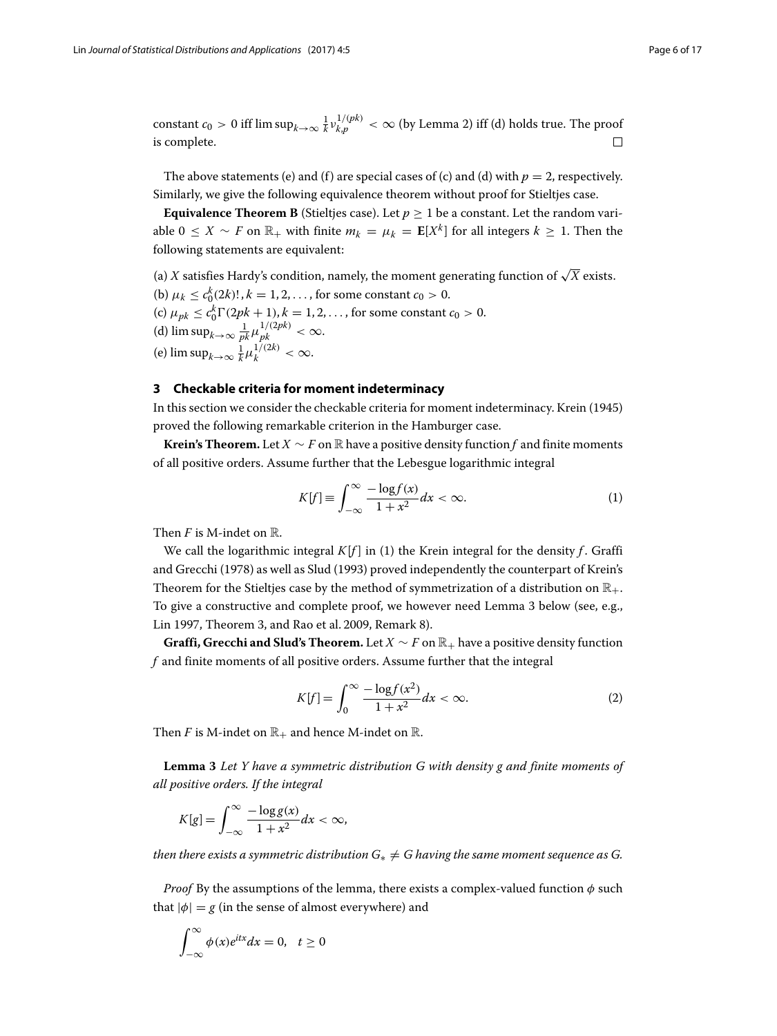constant $c_0 > 0$ iff $\limsup_{k\to\infty} \frac{1}{k} \nu_{k,p}^{1/(pk)} < \infty$ (by Lemma 2) iff (d) holds true. The proof is complete. □

The above statements (e) and (f) are special cases of (c) and (d) with $p = 2$, respectively. Similarly, we give the following equivalence theorem without proof for Stieltjes case.

**Equivalence Theorem B** (Stieltjes case). Let $p \geq 1$ be a constant. Let the random variable $0 \leq X \sim F$ on $\mathbb{R}_+$ with finite $m_k = \mu_k = \mathbf{E}[X^k]$ for all integers $k \geq 1$. Then the following statements are equivalent:

(a) $X$ satisfies Hardy's condition, namely, the moment generating function of $\sqrt{X}$ exists.
(b) $\mu_k \leq c_0^k (2k)!,\ k = 1, 2, \ldots,$ for some constant $c_0 > 0$.
(c) $\mu_{pk} \leq c_0^k \Gamma(2pk + 1),\ k = 1, 2, \ldots,$ for some constant $c_0 > 0$.
(d) $\limsup_{k\to\infty} \frac{1}{pk} \mu_{pk}^{1/(2pk)} < \infty$.
(e) $\limsup_{k\to\infty} \frac{1}{k} \mu_k^{1/(2k)} < \infty$.

## 3 Checkable criteria for moment indeterminacy

In this section we consider the checkable criteria for moment indeterminacy. Krein (1945) proved the following remarkable criterion in the Hamburger case.

**Krein's Theorem.** Let $X \sim F$ on $\mathbb{R}$ have a positive density function $f$ and finite moments of all positive orders. Assume further that the Lebesgue logarithmic integral

$$K[f] \equiv \int_{-\infty}^{\infty} \frac{-\log f(x)}{1 + x^2} dx < \infty. \tag{1}$$

Then $F$ is M-indet on $\mathbb{R}$.

We call the logarithmic integral $K[f]$ in (1) the Krein integral for the density $f$. Graffi and Grecchi (1978) as well as Slud (1993) proved independently the counterpart of Krein's Theorem for the Stieltjes case by the method of symmetrization of a distribution on $\mathbb{R}_+$. To give a constructive and complete proof, we however need Lemma 3 below (see, e.g., Lin 1997, Theorem 3, and Rao et al. 2009, Remark 8).

**Graffi, Grecchi and Slud's Theorem.** Let $X \sim F$ on $\mathbb{R}_+$ have a positive density function $f$ and finite moments of all positive orders. Assume further that the integral

$$K[f] = \int_{0}^{\infty} \frac{-\log f(x^2)}{1 + x^2} dx < \infty. \tag{2}$$

Then $F$ is M-indet on $\mathbb{R}_+$ and hence M-indet on $\mathbb{R}$.

**Lemma 3** *Let $Y$ have a symmetric distribution $G$ with density $g$ and finite moments of all positive orders. If the integral*

$$K[g] = \int_{-\infty}^{\infty} \frac{-\log g(x)}{1 + x^2} dx < \infty,$$

*then there exists a symmetric distribution $G_* \neq G$ having the same moment sequence as $G$.*

*Proof* By the assumptions of the lemma, there exists a complex-valued function $\phi$ such that $|\phi| = g$ (in the sense of almost everywhere) and

$$\int_{-\infty}^{\infty} \phi(x) e^{itx} dx = 0, \quad t \geq 0$$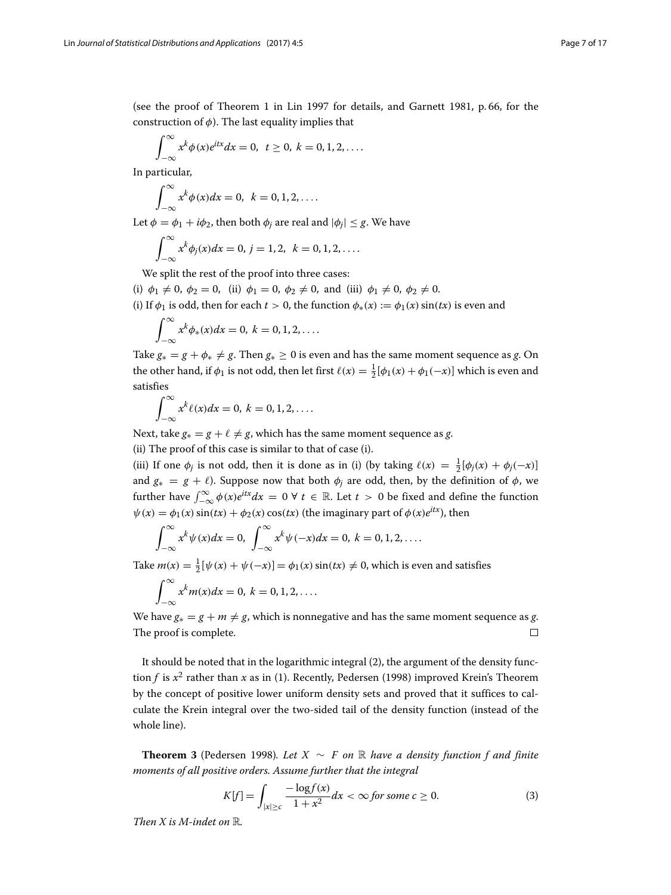(see the proof of Theorem 1 in Lin 1997 for details, and Garnett 1981, p. 66, for the construction of $\phi$). The last equality implies that

$$\int_{-\infty}^{\infty} x^k \phi(x) e^{itx} dx = 0, \;\; t \ge 0, \; k = 0, 1, 2, \ldots.$$

In particular,

$$\int_{-\infty}^{\infty} x^k \phi(x) dx = 0, \;\; k = 0, 1, 2, \ldots.$$

Let $\phi = \phi_1 + i\phi_2$, then both $\phi_j$ are real and $|\phi_j| \le g$. We have

$$\int_{-\infty}^{\infty} x^k \phi_j(x) dx = 0, \; j = 1, 2, \;\; k = 0, 1, 2, \ldots.$$

We split the rest of the proof into three cases:

(i) $\phi_1 \ne 0, \; \phi_2 = 0$, (ii) $\phi_1 = 0, \; \phi_2 \ne 0$, and (iii) $\phi_1 \ne 0, \; \phi_2 \ne 0$.

(i) If $\phi_1$ is odd, then for each $t > 0$, the function $\phi_*(x) := \phi_1(x)\sin(tx)$ is even and

$$\int_{-\infty}^{\infty} x^k \phi_*(x) dx = 0, \; k = 0, 1, 2, \ldots.$$

Take $g_* = g + \phi_* \ne g$. Then $g_* \ge 0$ is even and has the same moment sequence as $g$. On the other hand, if $\phi_1$ is not odd, then let first $\ell(x) = \frac{1}{2}[\phi_1(x) + \phi_1(-x)]$ which is even and satisfies

$$\int_{-\infty}^{\infty} x^k \ell(x) dx = 0, \; k = 0, 1, 2, \ldots.$$

Next, take $g_* = g + \ell \ne g$, which has the same moment sequence as $g$.

(ii) The proof of this case is similar to that of case (i).

(iii) If one $\phi_j$ is not odd, then it is done as in (i) (by taking $\ell(x) = \frac{1}{2}[\phi_j(x) + \phi_j(-x)]$ and $g_* = g + \ell$). Suppose now that both $\phi_j$ are odd, then, by the definition of $\phi$, we further have $\int_{-\infty}^{\infty} \phi(x) e^{itx} dx = 0 \; \forall \; t \in \mathbb{R}$. Let $t > 0$ be fixed and define the function $\psi(x) = \phi_1(x)\sin(tx) + \phi_2(x)\cos(tx)$ (the imaginary part of $\phi(x)e^{itx}$), then

$$\int_{-\infty}^{\infty} x^k \psi(x) dx = 0, \; \int_{-\infty}^{\infty} x^k \psi(-x) dx = 0, \; k = 0, 1, 2, \ldots.$$

Take $m(x) = \frac{1}{2}[\psi(x) + \psi(-x)] = \phi_1(x)\sin(tx) \ne 0$, which is even and satisfies

$$\int_{-\infty}^{\infty} x^k m(x) dx = 0, \; k = 0, 1, 2, \ldots.$$

We have $g_* = g + m \ne g$, which is nonnegative and has the same moment sequence as $g$. The proof is complete. $\square$

It should be noted that in the logarithmic integral (2), the argument of the density function $f$ is $x^2$ rather than $x$ as in (1). Recently, Pedersen (1998) improved Krein's Theorem by the concept of positive lower uniform density sets and proved that it suffices to calculate the Krein integral over the two-sided tail of the density function (instead of the whole line).

**Theorem 3** (Pedersen 1998). *Let $X \sim F$ on $\mathbb{R}$ have a density function $f$ and finite moments of all positive orders. Assume further that the integral*

$$K[f] = \int_{|x| \ge c} \frac{-\log f(x)}{1 + x^2} dx < \infty \text{ for some } c \ge 0. \tag{3}$$

*Then $X$ is M-indet on $\mathbb{R}$.*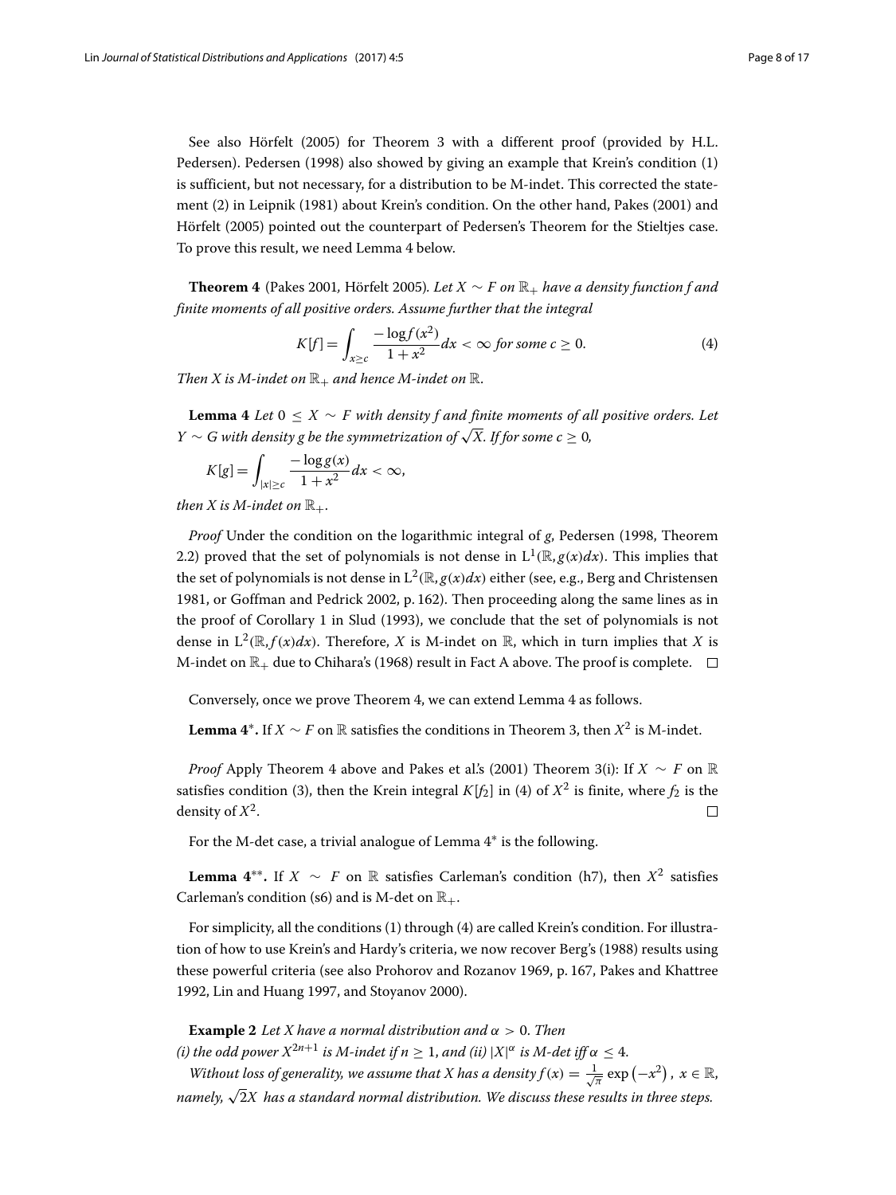See also Hörfelt (2005) for Theorem 3 with a different proof (provided by H.L. Pedersen). Pedersen (1998) also showed by giving an example that Krein's condition (1) is sufficient, but not necessary, for a distribution to be M-indet. This corrected the statement (2) in Leipnik (1981) about Krein's condition. On the other hand, Pakes (2001) and Hörfelt (2005) pointed out the counterpart of Pedersen's Theorem for the Stieltjes case. To prove this result, we need Lemma 4 below.

**Theorem 4** (Pakes 2001, Hörfelt 2005). *Let $X \sim F$ on $\mathbb{R}_+$ have a density function $f$ and finite moments of all positive orders. Assume further that the integral*

$$K[f] = \int_{x \geq c} \frac{-\log f(x^2)}{1+x^2} dx < \infty \text{ for some } c \geq 0. \tag{4}$$

*Then $X$ is M-indet on $\mathbb{R}_+$ and hence M-indet on $\mathbb{R}$.*

**Lemma 4** *Let $0 \leq X \sim F$ with density $f$ and finite moments of all positive orders. Let $Y \sim G$ with density $g$ be the symmetrization of $\sqrt{X}$. If for some $c \geq 0$,*

$$K[g] = \int_{|x| \geq c} \frac{-\log g(x)}{1+x^2} dx < \infty,$$

*then $X$ is M-indet on $\mathbb{R}_+$.*

*Proof* Under the condition on the logarithmic integral of $g$, Pedersen (1998, Theorem 2.2) proved that the set of polynomials is not dense in $\mathrm{L}^1(\mathbb{R}, g(x)dx)$. This implies that the set of polynomials is not dense in $\mathrm{L}^2(\mathbb{R}, g(x)dx)$ either (see, e.g., Berg and Christensen 1981, or Goffman and Pedrick 2002, p. 162). Then proceeding along the same lines as in the proof of Corollary 1 in Slud (1993), we conclude that the set of polynomials is not dense in $\mathrm{L}^2(\mathbb{R}, f(x)dx)$. Therefore, $X$ is M-indet on $\mathbb{R}$, which in turn implies that $X$ is M-indet on $\mathbb{R}_+$ due to Chihara's (1968) result in Fact A above. The proof is complete. □

Conversely, once we prove Theorem 4, we can extend Lemma 4 as follows.

**Lemma 4*.** If $X \sim F$ on $\mathbb{R}$ satisfies the conditions in Theorem 3, then $X^2$ is M-indet.

*Proof* Apply Theorem 4 above and Pakes et al.'s (2001) Theorem 3(i): If $X \sim F$ on $\mathbb{R}$ satisfies condition (3), then the Krein integral $K[f_2]$ in (4) of $X^2$ is finite, where $f_2$ is the density of $X^2$. □

For the M-det case, a trivial analogue of Lemma 4* is the following.

**Lemma 4**.** If $X \sim F$ on $\mathbb{R}$ satisfies Carleman's condition (h7), then $X^2$ satisfies Carleman's condition (s6) and is M-det on $\mathbb{R}_+$.

For simplicity, all the conditions (1) through (4) are called Krein's condition. For illustration of how to use Krein's and Hardy's criteria, we now recover Berg's (1988) results using these powerful criteria (see also Prohorov and Rozanov 1969, p. 167, Pakes and Khattree 1992, Lin and Huang 1997, and Stoyanov 2000).

**Example 2** *Let $X$ have a normal distribution and $\alpha > 0$. Then*
*(i) the odd power $X^{2n+1}$ is M-indet if $n \geq 1$, and (ii) $|X|^\alpha$ is M-det iff $\alpha \leq 4$.*

*Without loss of generality, we assume that $X$ has a density $f(x) = \frac{1}{\sqrt{\pi}} \exp\left(-x^2\right),\ x \in \mathbb{R}$, namely, $\sqrt{2}X$ has a standard normal distribution. We discuss these results in three steps.*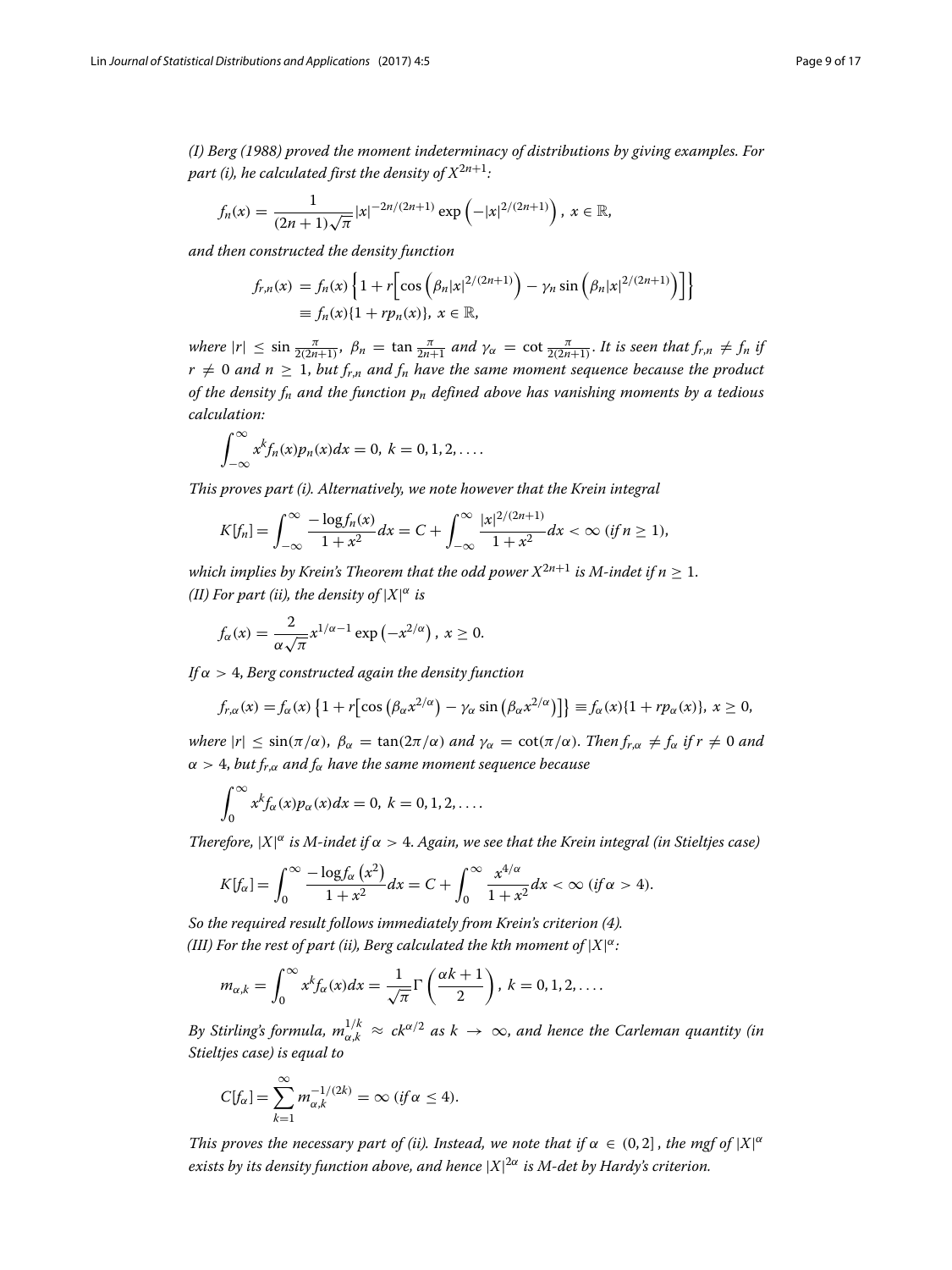*(I) Berg (1988) proved the moment indeterminacy of distributions by giving examples. For part (i), he calculated first the density of $X^{2n+1}$:*

$$f_n(x) = \frac{1}{(2n+1)\sqrt{\pi}}|x|^{-2n/(2n+1)} \exp\left(-|x|^{2/(2n+1)}\right),\ x \in \mathbb{R},$$

*and then constructed the density function*

$$\begin{aligned} f_{r,n}(x) &= f_n(x)\left\{1 + r\left[\cos\left(\beta_n|x|^{2/(2n+1)}\right) - \gamma_n \sin\left(\beta_n|x|^{2/(2n+1)}\right)\right]\right\} \\ &\equiv f_n(x)\{1 + rp_n(x)\},\ x \in \mathbb{R}, \end{aligned}$$

*where $|r| \le \sin\frac{\pi}{2(2n+1)}$, $\beta_n = \tan\frac{\pi}{2n+1}$ and $\gamma_\alpha = \cot\frac{\pi}{2(2n+1)}$. It is seen that $f_{r,n} \neq f_n$ if $r \neq 0$ and $n \geq 1$, but $f_{r,n}$ and $f_n$ have the same moment sequence because the product of the density $f_n$ and the function $p_n$ defined above has vanishing moments by a tedious calculation:*

$$\int_{-\infty}^{\infty} x^k f_n(x)p_n(x)dx = 0,\ k = 0, 1, 2, \ldots.$$

*This proves part (i). Alternatively, we note however that the Krein integral*

$$K[f_n] = \int_{-\infty}^{\infty} \frac{-\log f_n(x)}{1+x^2}dx = C + \int_{-\infty}^{\infty} \frac{|x|^{2/(2n+1)}}{1+x^2}dx < \infty\ (\text{if}\ n \geq 1),$$

*which implies by Krein's Theorem that the odd power $X^{2n+1}$ is M-indet if $n \geq 1$.*

*(II) For part (ii), the density of $|X|^\alpha$ is*

$$f_\alpha(x) = \frac{2}{\alpha\sqrt{\pi}}x^{1/\alpha-1}\exp\left(-x^{2/\alpha}\right),\ x \geq 0.$$

*If $\alpha > 4$, Berg constructed again the density function*

$$f_{r,\alpha}(x) = f_\alpha(x)\left\{1 + r\left[\cos\left(\beta_\alpha x^{2/\alpha}\right) - \gamma_\alpha \sin\left(\beta_\alpha x^{2/\alpha}\right)\right]\right\} \equiv f_\alpha(x)\{1 + rp_\alpha(x)\},\ x \geq 0,$$

*where $|r| \leq \sin(\pi/\alpha)$, $\beta_\alpha = \tan(2\pi/\alpha)$ and $\gamma_\alpha = \cot(\pi/\alpha)$. Then $f_{r,\alpha} \neq f_\alpha$ if $r \neq 0$ and $\alpha > 4$, but $f_{r,\alpha}$ and $f_\alpha$ have the same moment sequence because*

$$\int_0^{\infty} x^k f_\alpha(x)p_\alpha(x)dx = 0,\ k = 0, 1, 2, \ldots.$$

*Therefore, $|X|^\alpha$ is M-indet if $\alpha > 4$. Again, we see that the Krein integral (in Stieltjes case)*

$$K[f_\alpha] = \int_0^{\infty} \frac{-\log f_\alpha\left(x^2\right)}{1+x^2}dx = C + \int_0^{\infty} \frac{x^{4/\alpha}}{1+x^2}dx < \infty\ (\text{if}\ \alpha > 4).$$

*So the required result follows immediately from Krein's criterion (4).*

*(III) For the rest of part (ii), Berg calculated the kth moment of $|X|^\alpha$:*

$$m_{\alpha,k} = \int_0^{\infty} x^k f_\alpha(x)dx = \frac{1}{\sqrt{\pi}}\Gamma\left(\frac{\alpha k + 1}{2}\right),\ k = 0, 1, 2, \ldots.$$

*By Stirling's formula, $m_{\alpha,k}^{1/k} \approx ck^{\alpha/2}$ as $k \to \infty$, and hence the Carleman quantity (in Stieltjes case) is equal to*

$$C[f_\alpha] = \sum_{k=1}^{\infty} m_{\alpha,k}^{-1/(2k)} = \infty\ (\text{if}\ \alpha \leq 4).$$

*This proves the necessary part of (ii). Instead, we note that if $\alpha \in (0, 2]$, the mgf of $|X|^\alpha$ exists by its density function above, and hence $|X|^{2\alpha}$ is M-det by Hardy's criterion.*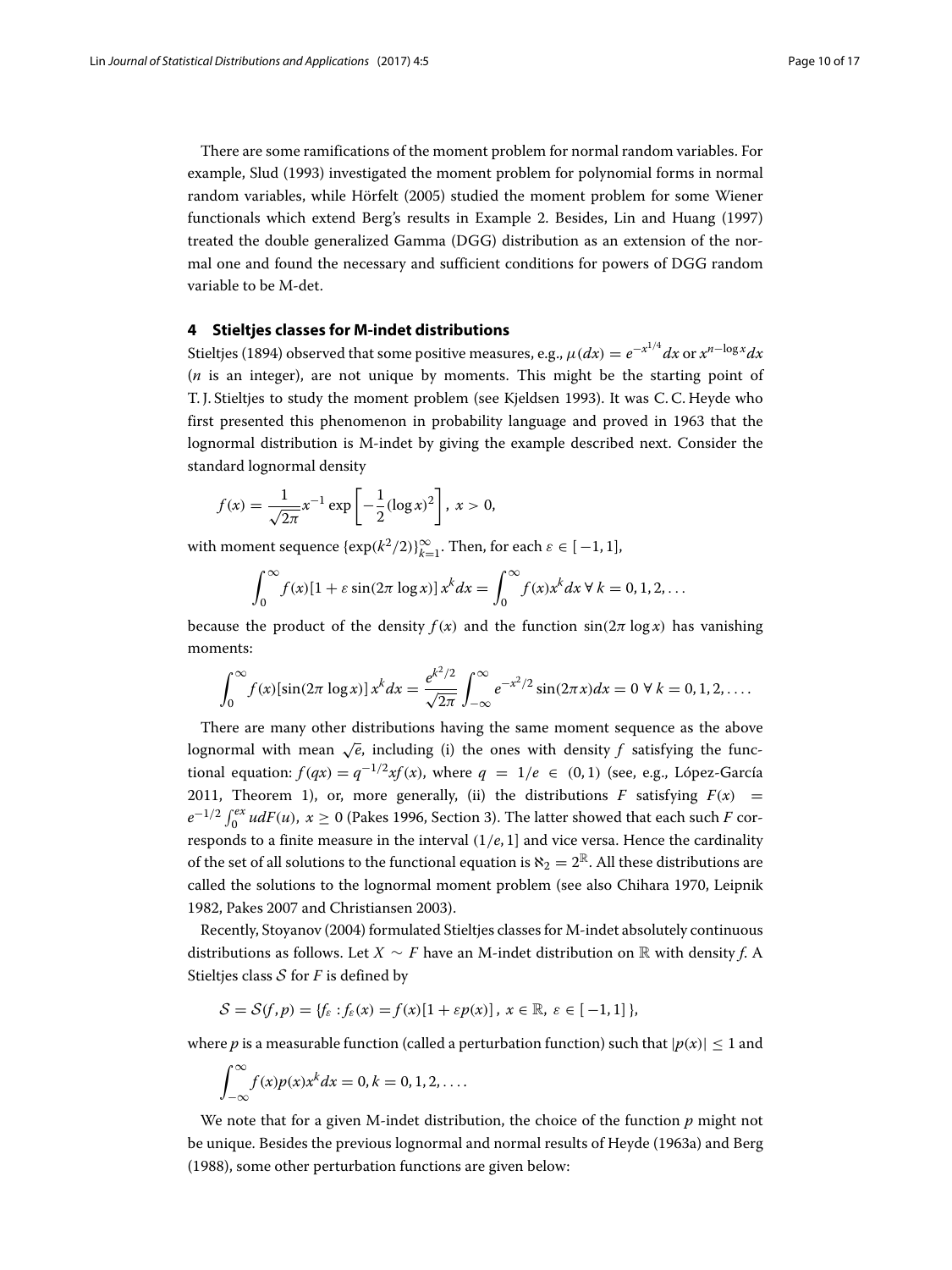There are some ramifications of the moment problem for normal random variables. For example, Slud (1993) investigated the moment problem for polynomial forms in normal random variables, while Hörfelt (2005) studied the moment problem for some Wiener functionals which extend Berg's results in Example 2. Besides, Lin and Huang (1997) treated the double generalized Gamma (DGG) distribution as an extension of the normal one and found the necessary and sufficient conditions for powers of DGG random variable to be M-det.

## 4 Stieltjes classes for M-indet distributions

Stieltjes (1894) observed that some positive measures, e.g., $\mu(dx) = e^{-x^{1/4}}dx$ or $x^{n-\log x}dx$ ($n$ is an integer), are not unique by moments. This might be the starting point of T. J. Stieltjes to study the moment problem (see Kjeldsen 1993). It was C. C. Heyde who first presented this phenomenon in probability language and proved in 1963 that the lognormal distribution is M-indet by giving the example described next. Consider the standard lognormal density

$$f(x) = \frac{1}{\sqrt{2\pi}} x^{-1} \exp\left[-\frac{1}{2}(\log x)^2\right],\ x > 0,$$

with moment sequence $\{\exp(k^2/2)\}_{k=1}^{\infty}$. Then, for each $\varepsilon \in [-1, 1]$,

$$\int_0^\infty f(x)[1 + \varepsilon \sin(2\pi \log x)]\, x^k dx = \int_0^\infty f(x) x^k dx \ \forall\ k = 0, 1, 2, \ldots$$

because the product of the density $f(x)$ and the function $\sin(2\pi \log x)$ has vanishing moments:

$$\int_0^\infty f(x)[\sin(2\pi \log x)]\, x^k dx = \frac{e^{k^2/2}}{\sqrt{2\pi}} \int_{-\infty}^{\infty} e^{-x^2/2} \sin(2\pi x) dx = 0 \ \forall\ k = 0, 1, 2, \ldots.$$

There are many other distributions having the same moment sequence as the above lognormal with mean $\sqrt{e}$, including (i) the ones with density $f$ satisfying the functional equation: $f(qx) = q^{-1/2} x f(x)$, where $q = 1/e \in (0, 1)$ (see, e.g., López-García 2011, Theorem 1), or, more generally, (ii) the distributions $F$ satisfying $F(x) = e^{-1/2} \int_0^{ex} u dF(u),\ x \geq 0$ (Pakes 1996, Section 3). The latter showed that each such $F$ corresponds to a finite measure in the interval $(1/e, 1]$ and vice versa. Hence the cardinality of the set of all solutions to the functional equation is $\aleph_2 = 2^{\mathbb{R}}$. All these distributions are called the solutions to the lognormal moment problem (see also Chihara 1970, Leipnik 1982, Pakes 2007 and Christiansen 2003).

Recently, Stoyanov (2004) formulated Stieltjes classes for M-indet absolutely continuous distributions as follows. Let $X \sim F$ have an M-indet distribution on $\mathbb{R}$ with density $f$. A Stieltjes class $\mathcal{S}$ for $F$ is defined by

$$\mathcal{S} = \mathcal{S}(f, p) = \{f_\varepsilon : f_\varepsilon(x) = f(x)[1 + \varepsilon p(x)],\ x \in \mathbb{R},\ \varepsilon \in [-1, 1]\},$$

where $p$ is a measurable function (called a perturbation function) such that $|p(x)| \leq 1$ and

$$\int_{-\infty}^{\infty} f(x) p(x) x^k dx = 0, k = 0, 1, 2, \ldots.$$

We note that for a given M-indet distribution, the choice of the function $p$ might not be unique. Besides the previous lognormal and normal results of Heyde (1963a) and Berg (1988), some other perturbation functions are given below: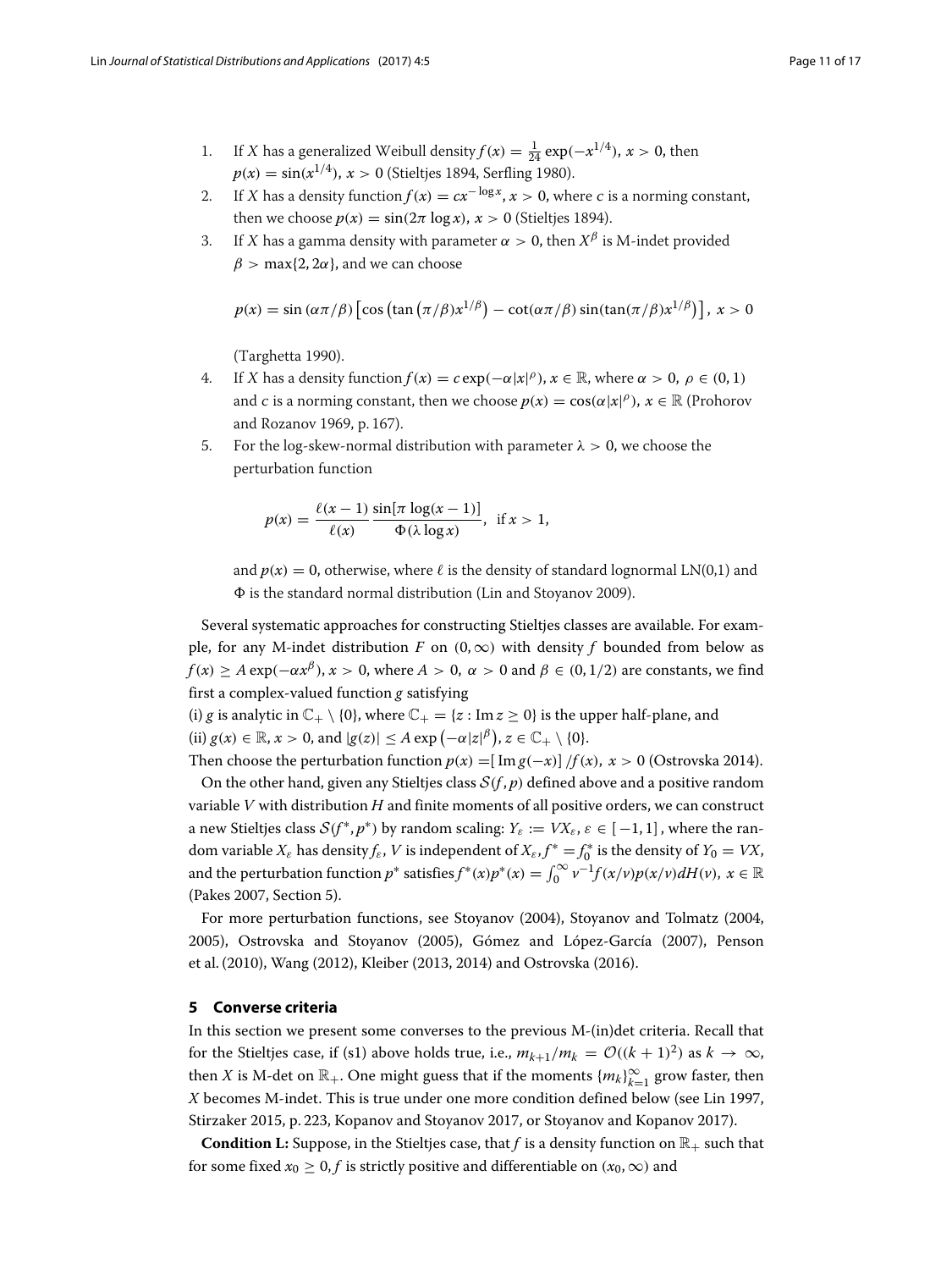1. If $X$ has a generalized Weibull density $f(x) = \frac{1}{24}\exp(-x^{1/4})$, $x > 0$, then $p(x) = \sin(x^{1/4})$, $x > 0$ (Stieltjes 1894, Serfling 1980).
2. If $X$ has a density function $f(x) = cx^{-\log x}$, $x > 0$, where $c$ is a norming constant, then we choose $p(x) = \sin(2\pi \log x)$, $x > 0$ (Stieltjes 1894).
3. If $X$ has a gamma density with parameter $\alpha > 0$, then $X^\beta$ is M-indet provided $\beta > \max\{2, 2\alpha\}$, and we can choose

   $$p(x) = \sin(\alpha\pi/\beta)\left[\cos\left(\tan(\pi/\beta)x^{1/\beta}\right) - \cot(\alpha\pi/\beta)\sin(\tan(\pi/\beta)x^{1/\beta})\right],\ x > 0$$

   (Targhetta 1990).
4. If $X$ has a density function $f(x) = c\exp(-\alpha|x|^\rho)$, $x \in \mathbb{R}$, where $\alpha > 0$, $\rho \in (0, 1)$ and $c$ is a norming constant, then we choose $p(x) = \cos(\alpha|x|^\rho)$, $x \in \mathbb{R}$ (Prohorov and Rozanov 1969, p. 167).
5. For the log-skew-normal distribution with parameter $\lambda > 0$, we choose the perturbation function

   $$p(x) = \frac{\ell(x-1)}{\ell(x)}\frac{\sin[\pi \log(x-1)]}{\Phi(\lambda \log x)}, \quad \text{if } x > 1,$$

   and $p(x) = 0$, otherwise, where $\ell$ is the density of standard lognormal LN(0,1) and $\Phi$ is the standard normal distribution (Lin and Stoyanov 2009).

Several systematic approaches for constructing Stieltjes classes are available. For example, for any M-indet distribution $F$ on $(0, \infty)$ with density $f$ bounded from below as $f(x) \geq A\exp(-\alpha x^\beta)$, $x > 0$, where $A > 0$, $\alpha > 0$ and $\beta \in (0, 1/2)$ are constants, we find first a complex-valued function $g$ satisfying
(i) $g$ is analytic in $\mathbb{C}_+ \setminus \{0\}$, where $\mathbb{C}_+ = \{z : \operatorname{Im} z \geq 0\}$ is the upper half-plane, and
(ii) $g(x) \in \mathbb{R}$, $x > 0$, and $|g(z)| \leq A\exp\left(-\alpha|z|^\beta\right)$, $z \in \mathbb{C}_+ \setminus \{0\}$.
Then choose the perturbation function $p(x) = [\operatorname{Im} g(-x)]/f(x)$, $x > 0$ (Ostrovska 2014).

On the other hand, given any Stieltjes class $\mathcal{S}(f, p)$ defined above and a positive random variable $V$ with distribution $H$ and finite moments of all positive orders, we can construct a new Stieltjes class $\mathcal{S}(f^*, p^*)$ by random scaling: $Y_\varepsilon := VX_\varepsilon$, $\varepsilon \in [-1, 1]$, where the random variable $X_\varepsilon$ has density $f_\varepsilon$, $V$ is independent of $X_\varepsilon$, $f^* = f_0^*$ is the density of $Y_0 = VX$, and the perturbation function $p^*$ satisfies $f^*(x)p^*(x) = \int_0^\infty v^{-1}f(x/v)p(x/v)dH(v)$, $x \in \mathbb{R}$ (Pakes 2007, Section 5).

For more perturbation functions, see Stoyanov (2004), Stoyanov and Tolmatz (2004, 2005), Ostrovska and Stoyanov (2005), Gómez and López-García (2007), Penson et al. (2010), Wang (2012), Kleiber (2013, 2014) and Ostrovska (2016).

## 5 Converse criteria

In this section we present some converses to the previous M-(in)det criteria. Recall that for the Stieltjes case, if (s1) above holds true, i.e., $m_{k+1}/m_k = \mathcal{O}((k+1)^2)$ as $k \to \infty$, then $X$ is M-det on $\mathbb{R}_+$. One might guess that if the moments $\{m_k\}_{k=1}^\infty$ grow faster, then $X$ becomes M-indet. This is true under one more condition defined below (see Lin 1997, Stirzaker 2015, p. 223, Kopanov and Stoyanov 2017, or Stoyanov and Kopanov 2017).

**Condition L:** Suppose, in the Stieltjes case, that $f$ is a density function on $\mathbb{R}_+$ such that for some fixed $x_0 \geq 0$, $f$ is strictly positive and differentiable on $(x_0, \infty)$ and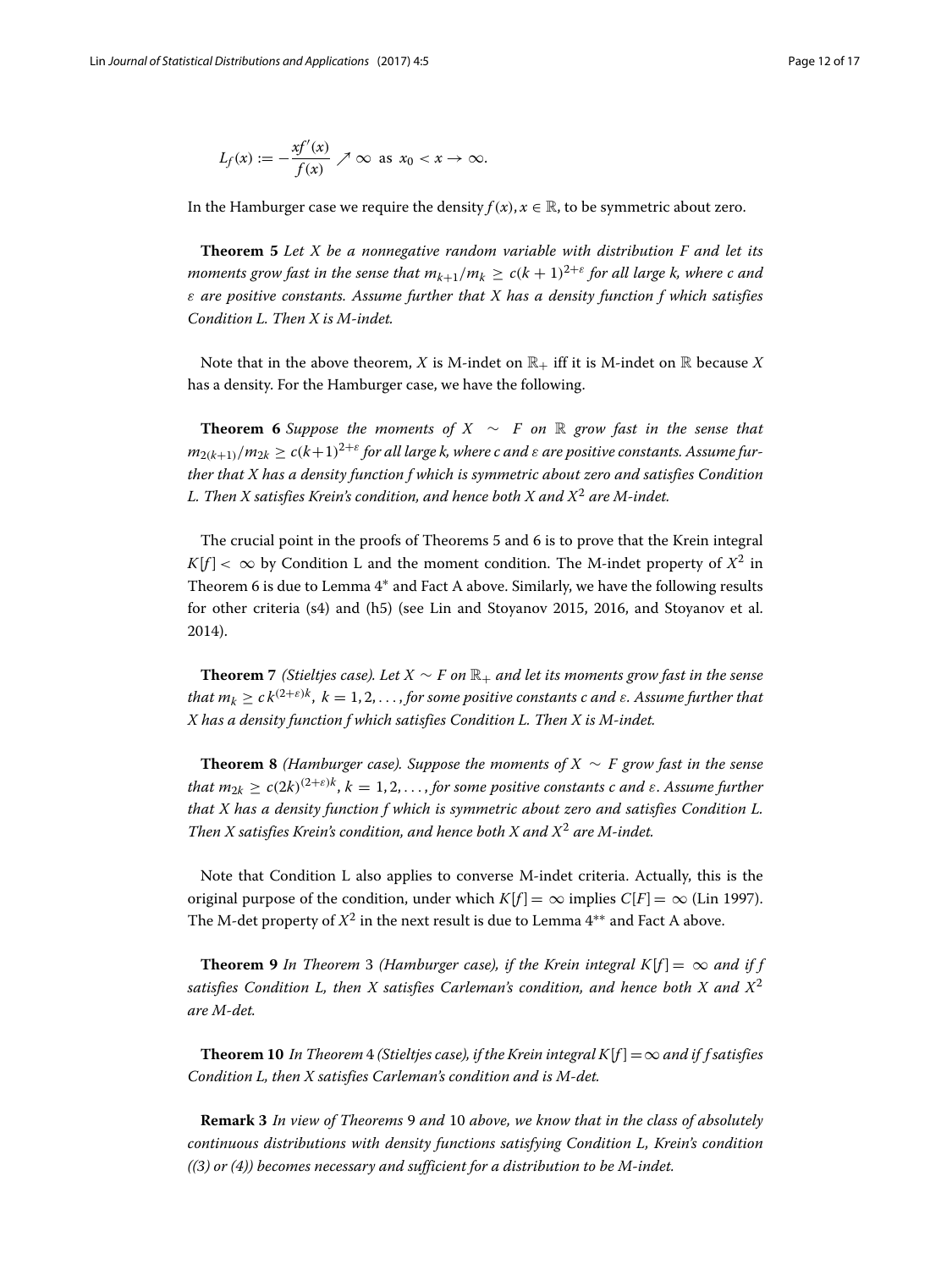$$L_f(x) := -\frac{xf'(x)}{f(x)} \nearrow \infty \text{ as } x_0 < x \to \infty.$$

In the Hamburger case we require the density $f(x), x \in \mathbb{R}$, to be symmetric about zero.

**Theorem 5** *Let X be a nonnegative random variable with distribution F and let its moments grow fast in the sense that $m_{k+1}/m_k \geq c(k+1)^{2+\varepsilon}$ for all large k, where c and $\varepsilon$ are positive constants. Assume further that X has a density function f which satisfies Condition L. Then X is M-indet.*

Note that in the above theorem, $X$ is M-indet on $\mathbb{R}_+$ iff it is M-indet on $\mathbb{R}$ because $X$ has a density. For the Hamburger case, we have the following.

**Theorem 6** *Suppose the moments of $X \sim F$ on $\mathbb{R}$ grow fast in the sense that $m_{2(k+1)}/m_{2k} \geq c(k+1)^{2+\varepsilon}$ for all large k, where c and $\varepsilon$ are positive constants. Assume further that X has a density function f which is symmetric about zero and satisfies Condition L. Then X satisfies Krein's condition, and hence both X and $X^2$ are M-indet.*

The crucial point in the proofs of Theorems 5 and 6 is to prove that the Krein integral $K[f] < \infty$ by Condition L and the moment condition. The M-indet property of $X^2$ in Theorem 6 is due to Lemma 4* and Fact A above. Similarly, we have the following results for other criteria (s4) and (h5) (see Lin and Stoyanov 2015, 2016, and Stoyanov et al. 2014).

**Theorem 7** *(Stieltjes case). Let $X \sim F$ on $\mathbb{R}_+$ and let its moments grow fast in the sense that $m_k \geq c\,k^{(2+\varepsilon)k},\ k = 1, 2, \ldots,$ for some positive constants c and $\varepsilon$. Assume further that X has a density function f which satisfies Condition L. Then X is M-indet.*

**Theorem 8** *(Hamburger case). Suppose the moments of $X \sim F$ grow fast in the sense that $m_{2k} \geq c(2k)^{(2+\varepsilon)k}, k = 1, 2, \ldots,$ for some positive constants c and $\varepsilon$. Assume further that X has a density function f which is symmetric about zero and satisfies Condition L. Then X satisfies Krein's condition, and hence both X and $X^2$ are M-indet.*

Note that Condition L also applies to converse M-indet criteria. Actually, this is the original purpose of the condition, under which $K[f] = \infty$ implies $C[F] = \infty$ (Lin 1997). The M-det property of $X^2$ in the next result is due to Lemma 4** and Fact A above.

**Theorem 9** *In Theorem 3 (Hamburger case), if the Krein integral $K[f] = \infty$ and if f satisfies Condition L, then X satisfies Carleman's condition, and hence both X and $X^2$ are M-det.*

**Theorem 10** *In Theorem 4 (Stieltjes case), if the Krein integral $K[f] = \infty$ and if f satisfies Condition L, then X satisfies Carleman's condition and is M-det.*

**Remark 3** *In view of Theorems 9 and 10 above, we know that in the class of absolutely continuous distributions with density functions satisfying Condition L, Krein's condition ((3) or (4)) becomes necessary and sufficient for a distribution to be M-indet.*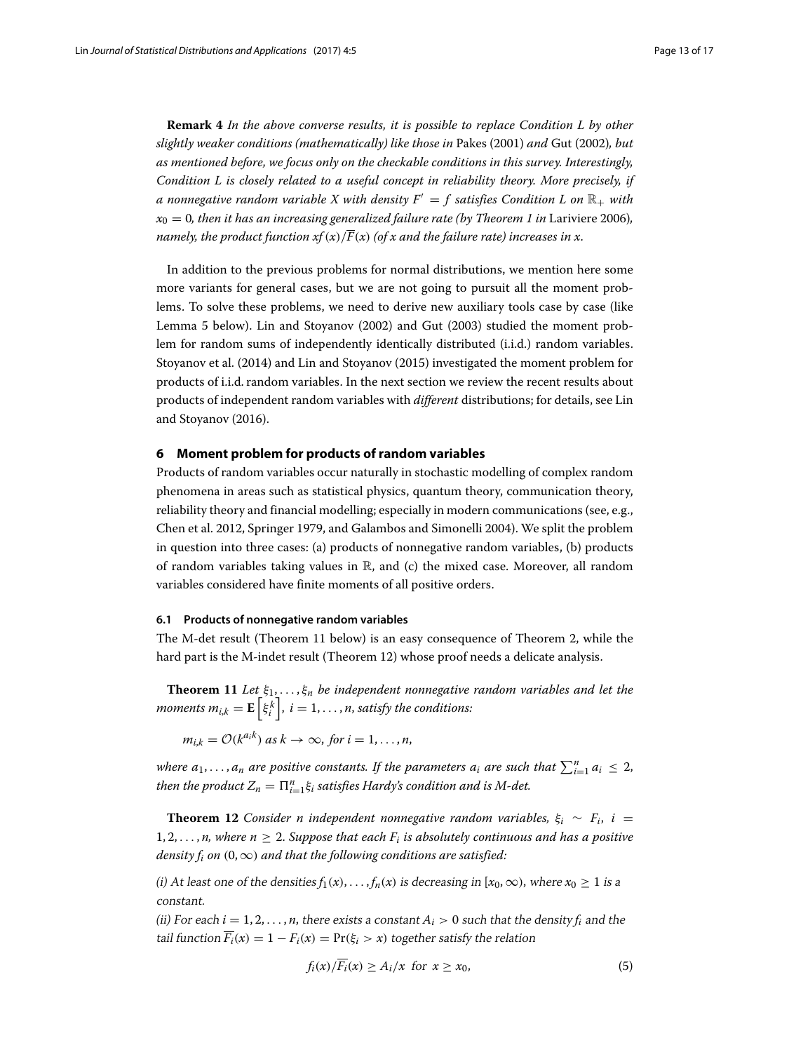**Remark 4** *In the above converse results, it is possible to replace Condition L by other slightly weaker conditions (mathematically) like those in* Pakes (2001) *and* Gut (2002)*, but as mentioned before, we focus only on the checkable conditions in this survey. Interestingly, Condition L is closely related to a useful concept in reliability theory. More precisely, if a nonnegative random variable X with density $F' = f$ satisfies Condition L on $\mathbb{R}_+$ with $x_0 = 0$, then it has an increasing generalized failure rate (by Theorem 1 in* Lariviere 2006*), namely, the product function $xf(x)/\overline{F}(x)$ (of x and the failure rate) increases in x.*

In addition to the previous problems for normal distributions, we mention here some more variants for general cases, but we are not going to pursuit all the moment problems. To solve these problems, we need to derive new auxiliary tools case by case (like Lemma 5 below). Lin and Stoyanov (2002) and Gut (2003) studied the moment problem for random sums of independently identically distributed (i.i.d.) random variables. Stoyanov et al. (2014) and Lin and Stoyanov (2015) investigated the moment problem for products of i.i.d. random variables. In the next section we review the recent results about products of independent random variables with *different* distributions; for details, see Lin and Stoyanov (2016).

## 6 Moment problem for products of random variables

Products of random variables occur naturally in stochastic modelling of complex random phenomena in areas such as statistical physics, quantum theory, communication theory, reliability theory and financial modelling; especially in modern communications (see, e.g., Chen et al. 2012, Springer 1979, and Galambos and Simonelli 2004). We split the problem in question into three cases: (a) products of nonnegative random variables, (b) products of random variables taking values in $\mathbb{R}$, and (c) the mixed case. Moreover, all random variables considered have finite moments of all positive orders.

### 6.1 Products of nonnegative random variables

The M-det result (Theorem 11 below) is an easy consequence of Theorem 2, while the hard part is the M-indet result (Theorem 12) whose proof needs a delicate analysis.

**Theorem 11** *Let $\xi_1, \ldots, \xi_n$ be independent nonnegative random variables and let the moments $m_{i,k} = \mathbf{E}\left[\xi_i^k\right]$, $i = 1, \ldots, n$, satisfy the conditions:*

$$m_{i,k} = \mathcal{O}(k^{a_i k}) \text{ as } k \to \infty, \text{ for } i = 1, \ldots, n,$$

*where $a_1, \ldots, a_n$ are positive constants. If the parameters $a_i$ are such that $\sum_{i=1}^n a_i \leq 2$, then the product $Z_n = \Pi_{i=1}^n \xi_i$ satisfies Hardy's condition and is M-det.*

**Theorem 12** *Consider n independent nonnegative random variables, $\xi_i \sim F_i$, $i = 1, 2, \ldots, n$, where $n \geq 2$. Suppose that each $F_i$ is absolutely continuous and has a positive density $f_i$ on $(0, \infty)$ and that the following conditions are satisfied:*

*(i) At least one of the densities $f_1(x), \ldots, f_n(x)$ is decreasing in $[x_0, \infty)$, where $x_0 \geq 1$ is a constant.*

*(ii) For each $i = 1, 2, \ldots, n$, there exists a constant $A_i > 0$ such that the density $f_i$ and the tail function $\overline{F_i}(x) = 1 - F_i(x) = \Pr(\xi_i > x)$ together satisfy the relation*

$$f_i(x)/\overline{F_i}(x) \geq A_i/x \ \text{ for } \ x \geq x_0, \tag{5}$$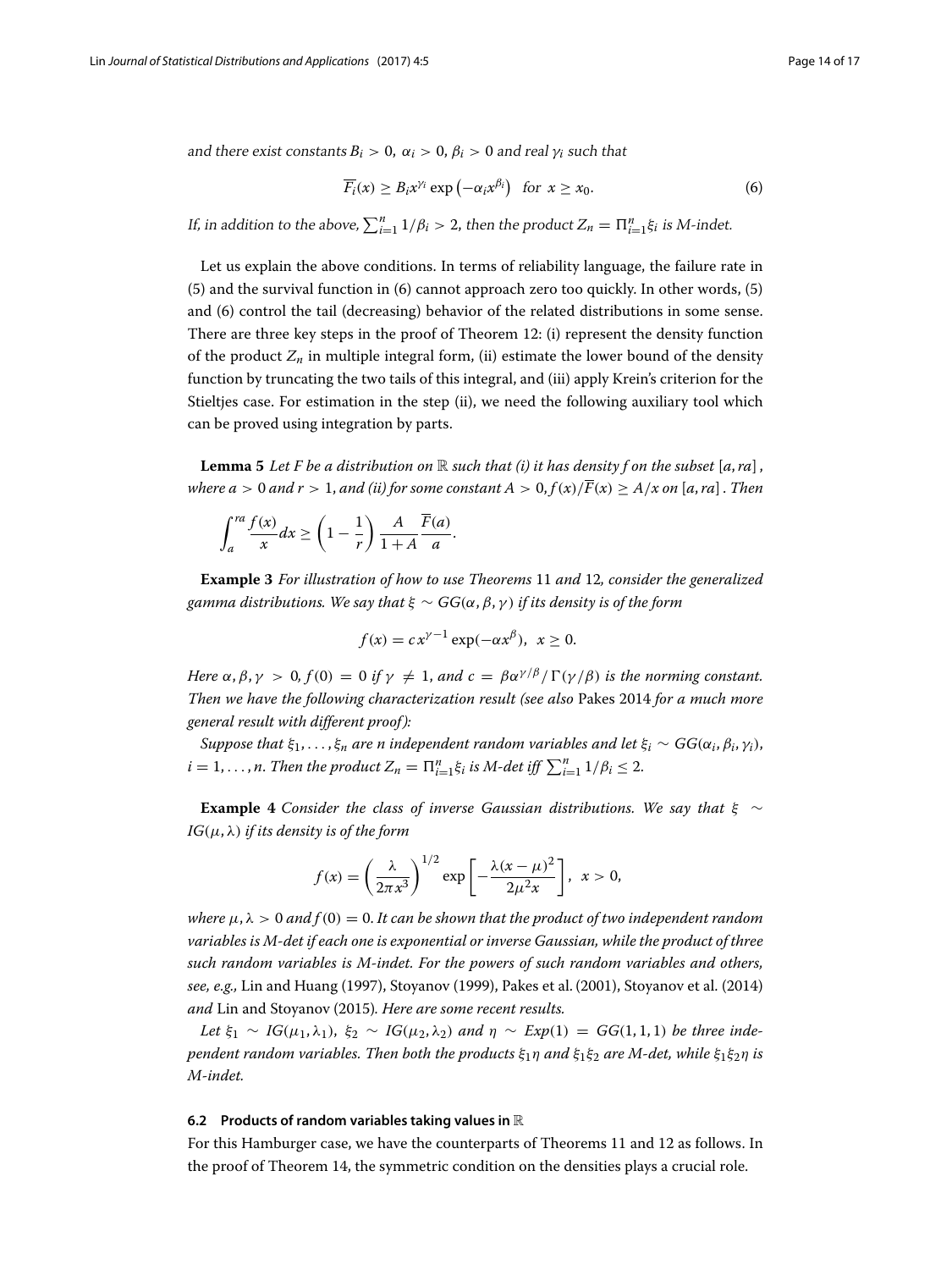*and there exist constants $B_i > 0$, $\alpha_i > 0$, $\beta_i > 0$ and real $\gamma_i$ such that*

$$\overline{F_i}(x) \geq B_i x^{\gamma_i} \exp\left(-\alpha_i x^{\beta_i}\right) \quad \text{for } x \geq x_0. \tag{6}$$

*If, in addition to the above, $\sum_{i=1}^{n} 1/\beta_i > 2$, then the product $Z_n = \Pi_{i=1}^{n}\xi_i$ is M-indet.*

Let us explain the above conditions. In terms of reliability language, the failure rate in (5) and the survival function in (6) cannot approach zero too quickly. In other words, (5) and (6) control the tail (decreasing) behavior of the related distributions in some sense. There are three key steps in the proof of Theorem 12: (i) represent the density function of the product $Z_n$ in multiple integral form, (ii) estimate the lower bound of the density function by truncating the two tails of this integral, and (iii) apply Krein's criterion for the Stieltjes case. For estimation in the step (ii), we need the following auxiliary tool which can be proved using integration by parts.

**Lemma 5** *Let $F$ be a distribution on $\mathbb{R}$ such that (i) it has density $f$ on the subset $[a, ra]$, where $a > 0$ and $r > 1$, and (ii) for some constant $A > 0$, $f(x)/\overline{F}(x) \geq A/x$ on $[a, ra]$. Then*

$$\int_a^{ra} \frac{f(x)}{x} dx \geq \left(1 - \frac{1}{r}\right) \frac{A}{1 + A} \frac{\overline{F}(a)}{a}.$$

**Example 3** *For illustration of how to use Theorems* 11 *and* 12*, consider the generalized gamma distributions. We say that $\xi \sim GG(\alpha, \beta, \gamma)$ if its density is of the form*

$$f(x) = c\,x^{\gamma-1}\exp(-\alpha x^{\beta}), \;\; x \geq 0.$$

*Here $\alpha, \beta, \gamma > 0$, $f(0) = 0$ if $\gamma \neq 1$, and $c = \beta\alpha^{\gamma/\beta}/\Gamma(\gamma/\beta)$ is the norming constant. Then we have the following characterization result (see also* Pakes 2014 *for a much more general result with different proof):*

*Suppose that $\xi_1, \ldots, \xi_n$ are $n$ independent random variables and let $\xi_i \sim GG(\alpha_i, \beta_i, \gamma_i)$, $i = 1, \ldots, n$. Then the product $Z_n = \Pi_{i=1}^{n}\xi_i$ is M-det iff $\sum_{i=1}^{n} 1/\beta_i \leq 2$.*

**Example 4** *Consider the class of inverse Gaussian distributions. We say that $\xi \sim IG(\mu, \lambda)$ if its density is of the form*

$$f(x) = \left(\frac{\lambda}{2\pi x^3}\right)^{1/2} \exp\left[-\frac{\lambda(x-\mu)^2}{2\mu^2 x}\right], \;\; x > 0,$$

*where $\mu, \lambda > 0$ and $f(0) = 0$. It can be shown that the product of two independent random variables is M-det if each one is exponential or inverse Gaussian, while the product of three such random variables is M-indet. For the powers of such random variables and others, see, e.g.,* Lin and Huang (1997), Stoyanov (1999), Pakes et al. (2001), Stoyanov et al. (2014) *and* Lin and Stoyanov (2015)*. Here are some recent results.*

*Let $\xi_1 \sim IG(\mu_1, \lambda_1)$, $\xi_2 \sim IG(\mu_2, \lambda_2)$ and $\eta \sim Exp(1) = GG(1, 1, 1)$ be three independent random variables. Then both the products $\xi_1\eta$ and $\xi_1\xi_2$ are M-det, while $\xi_1\xi_2\eta$ is M-indet.*

### 6.2 Products of random variables taking values in $\mathbb{R}$

For this Hamburger case, we have the counterparts of Theorems 11 and 12 as follows. In the proof of Theorem 14, the symmetric condition on the densities plays a crucial role.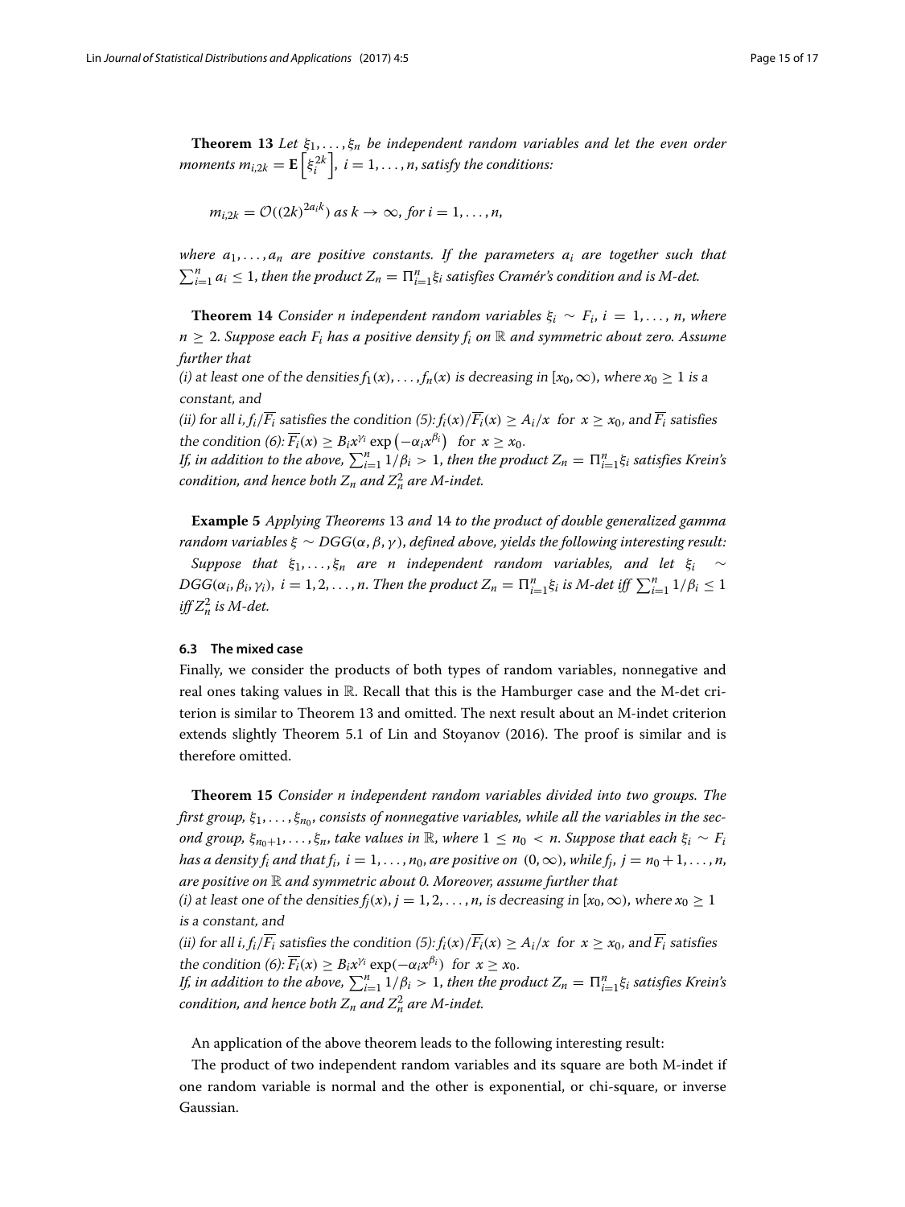**Theorem 13** *Let $\xi_1, \ldots, \xi_n$ be independent random variables and let the even order moments $m_{i,2k} = \mathbf{E}\left[\xi_i^{2k}\right]$, $i = 1, \ldots, n$, satisfy the conditions:*

$$m_{i,2k} = \mathcal{O}((2k)^{2a_i k}) \text{ as } k \to \infty, \text{ for } i = 1, \ldots, n,$$

*where $a_1, \ldots, a_n$ are positive constants. If the parameters $a_i$ are together such that $\sum_{i=1}^{n} a_i \leq 1$, then the product $Z_n = \Pi_{i=1}^{n} \xi_i$ satisfies Cramér's condition and is M-det.*

**Theorem 14** *Consider $n$ independent random variables $\xi_i \sim F_i$, $i = 1, \ldots, n$, where $n \geq 2$. Suppose each $F_i$ has a positive density $f_i$ on $\mathbb{R}$ and symmetric about zero. Assume further that*

*(i) at least one of the densities $f_1(x), \ldots, f_n(x)$ is decreasing in $[x_0, \infty)$, where $x_0 \geq 1$ is a constant, and*

*(ii) for all $i$, $f_i/\overline{F_i}$ satisfies the condition (5): $f_i(x)/\overline{F_i}(x) \geq A_i/x$ for $x \geq x_0$, and $\overline{F_i}$ satisfies the condition (6): $\overline{F_i}(x) \geq B_i x^{\gamma_i} \exp\left(-\alpha_i x^{\beta_i}\right)$ for $x \geq x_0$.*

*If, in addition to the above, $\sum_{i=1}^{n} 1/\beta_i > 1$, then the product $Z_n = \Pi_{i=1}^{n} \xi_i$ satisfies Krein's condition, and hence both $Z_n$ and $Z_n^2$ are M-indet.*

**Example 5** *Applying Theorems* 13 *and* 14 *to the product of double generalized gamma random variables $\xi \sim DGG(\alpha, \beta, \gamma)$, defined above, yields the following interesting result:*

*Suppose that $\xi_1, \ldots, \xi_n$ are $n$ independent random variables, and let $\xi_i \sim DGG(\alpha_i, \beta_i, \gamma_i)$, $i = 1, 2, \ldots, n$. Then the product $Z_n = \Pi_{i=1}^{n} \xi_i$ is M-det iff $\sum_{i=1}^{n} 1/\beta_i \leq 1$ iff $Z_n^2$ is M-det.*

### 6.3 The mixed case

Finally, we consider the products of both types of random variables, nonnegative and real ones taking values in $\mathbb{R}$. Recall that this is the Hamburger case and the M-det criterion is similar to Theorem 13 and omitted. The next result about an M-indet criterion extends slightly Theorem 5.1 of Lin and Stoyanov (2016). The proof is similar and is therefore omitted.

**Theorem 15** *Consider $n$ independent random variables divided into two groups. The first group, $\xi_1, \ldots, \xi_{n_0}$, consists of nonnegative variables, while all the variables in the second group, $\xi_{n_0+1}, \ldots, \xi_n$, take values in $\mathbb{R}$, where $1 \leq n_0 < n$. Suppose that each $\xi_i \sim F_i$ has a density $f_i$ and that $f_i$, $i = 1, \ldots, n_0$, are positive on $(0, \infty)$, while $f_j$, $j = n_0 + 1, \ldots, n$, are positive on $\mathbb{R}$ and symmetric about 0. Moreover, assume further that*

*(i) at least one of the densities $f_j(x)$, $j = 1, 2, \ldots, n$, is decreasing in $[x_0, \infty)$, where $x_0 \geq 1$ is a constant, and*

*(ii) for all $i$, $f_i/\overline{F_i}$ satisfies the condition (5): $f_i(x)/\overline{F_i}(x) \geq A_i/x$ for $x \geq x_0$, and $\overline{F_i}$ satisfies the condition (6): $\overline{F_i}(x) \geq B_i x^{\gamma_i} \exp(-\alpha_i x^{\beta_i})$ for $x \geq x_0$.*

*If, in addition to the above, $\sum_{i=1}^{n} 1/\beta_i > 1$, then the product $Z_n = \Pi_{i=1}^{n} \xi_i$ satisfies Krein's condition, and hence both $Z_n$ and $Z_n^2$ are M-indet.*

An application of the above theorem leads to the following interesting result:

The product of two independent random variables and its square are both M-indet if one random variable is normal and the other is exponential, or chi-square, or inverse Gaussian.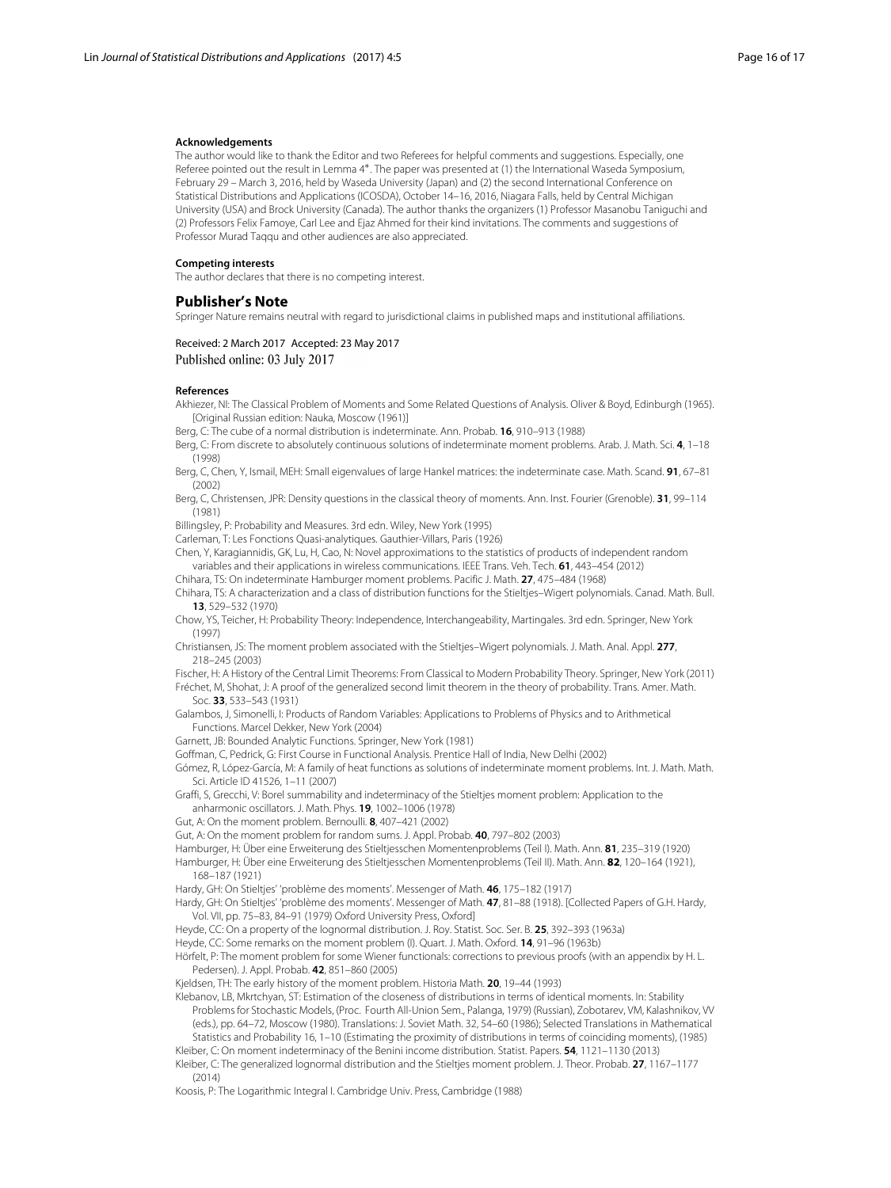#### Acknowledgements

The author would like to thank the Editor and two Referees for helpful comments and suggestions. Especially, one Referee pointed out the result in Lemma 4*. The paper was presented at (1) the International Waseda Symposium, February 29 – March 3, 2016, held by Waseda University (Japan) and (2) the second International Conference on Statistical Distributions and Applications (ICOSDA), October 14–16, 2016, Niagara Falls, held by Central Michigan University (USA) and Brock University (Canada). The author thanks the organizers (1) Professor Masanobu Taniguchi and (2) Professors Felix Famoye, Carl Lee and Ejaz Ahmed for their kind invitations. The comments and suggestions of Professor Murad Taqqu and other audiences are also appreciated.

#### Competing interests

The author declares that there is no competing interest.

### Publisher's Note

Springer Nature remains neutral with regard to jurisdictional claims in published maps and institutional affiliations.

Received: 2 March 2017 Accepted: 23 May 2017
Published online: 03 July 2017

#### References

Akhiezer, NI: The Classical Problem of Moments and Some Related Questions of Analysis. Oliver & Boyd, Edinburgh (1965). [Original Russian edition: Nauka, Moscow (1961)]

Berg, C: The cube of a normal distribution is indeterminate. Ann. Probab. **16**, 910–913 (1988)

Berg, C: From discrete to absolutely continuous solutions of indeterminate moment problems. Arab. J. Math. Sci. **4**, 1–18 (1998)

Berg, C, Chen, Y, Ismail, MEH: Small eigenvalues of large Hankel matrices: the indeterminate case. Math. Scand. **91**, 67–81 (2002)

Berg, C, Christensen, JPR: Density questions in the classical theory of moments. Ann. Inst. Fourier (Grenoble). **31**, 99–114 (1981)

Billingsley, P: Probability and Measures. 3rd edn. Wiley, New York (1995)

Carleman, T: Les Fonctions Quasi-analytiques. Gauthier-Villars, Paris (1926)

Chen, Y, Karagiannidis, GK, Lu, H, Cao, N: Novel approximations to the statistics of products of independent random variables and their applications in wireless communications. IEEE Trans. Veh. Tech. **61**, 443–454 (2012)

Chihara, TS: On indeterminate Hamburger moment problems. Pacific J. Math. **27**, 475–484 (1968)

Chihara, TS: A characterization and a class of distribution functions for the Stieltjes–Wigert polynomials. Canad. Math. Bull. **13**, 529–532 (1970)

Chow, YS, Teicher, H: Probability Theory: Independence, Interchangeability, Martingales. 3rd edn. Springer, New York (1997)

Christiansen, JS: The moment problem associated with the Stieltjes–Wigert polynomials. J. Math. Anal. Appl. **277**, 218–245 (2003)

Fischer, H: A History of the Central Limit Theorems: From Classical to Modern Probability Theory. Springer, New York (2011)

Fréchet, M, Shohat, J: A proof of the generalized second limit theorem in the theory of probability. Trans. Amer. Math. Soc. **33**, 533–543 (1931)

Galambos, J, Simonelli, I: Products of Random Variables: Applications to Problems of Physics and to Arithmetical Functions. Marcel Dekker, New York (2004)

Garnett, JB: Bounded Analytic Functions. Springer, New York (1981)

Goffman, C, Pedrick, G: First Course in Functional Analysis. Prentice Hall of India, New Delhi (2002)

Gómez, R, López-García, M: A family of heat functions as solutions of indeterminate moment problems. Int. J. Math. Math. Sci. Article ID 41526, 1–11 (2007)

Graffi, S, Grecchi, V: Borel summability and indeterminacy of the Stieltjes moment problem: Application to the anharmonic oscillators. J. Math. Phys. **19**, 1002–1006 (1978)

Gut, A: On the moment problem. Bernoulli. **8**, 407–421 (2002)

Gut, A: On the moment problem for random sums. J. Appl. Probab. **40**, 797–802 (2003)

Hamburger, H: Über eine Erweiterung des Stieltjesschen Momentenproblems (Teil I). Math. Ann. **81**, 235–319 (1920)

Hamburger, H: Über eine Erweiterung des Stieltjesschen Momentenproblems (Teil II). Math. Ann. **82**, 120–164 (1921), 168–187 (1921)

Hardy, GH: On Stieltjes' 'problème des moments'. Messenger of Math. **46**, 175–182 (1917)

Hardy, GH: On Stieltjes' 'problème des moments'. Messenger of Math. **47**, 81–88 (1918). [Collected Papers of G.H. Hardy, Vol. VII, pp. 75–83, 84–91 (1979) Oxford University Press, Oxford]

Heyde, CC: On a property of the lognormal distribution. J. Roy. Statist. Soc. Ser. B. **25**, 392–393 (1963a)

Heyde, CC: Some remarks on the moment problem (I). Quart. J. Math. Oxford. **14**, 91–96 (1963b)

Hörfelt, P: The moment problem for some Wiener functionals: corrections to previous proofs (with an appendix by H. L. Pedersen). J. Appl. Probab. **42**, 851–860 (2005)

Kjeldsen, TH: The early history of the moment problem. Historia Math. **20**, 19–44 (1993)

Klebanov, LB, Mkrtchyan, ST: Estimation of the closeness of distributions in terms of identical moments. In: Stability Problems for Stochastic Models, (Proc. Fourth All-Union Sem., Palanga, 1979) (Russian), Zobotarev, VM, Kalashnikov, VV (eds.), pp. 64–72, Moscow (1980). Translations: J. Soviet Math. 32, 54–60 (1986); Selected Translations in Mathematical Statistics and Probability 16, 1–10 (Estimating the proximity of distributions in terms of coinciding moments), (1985)

Kleiber, C: On moment indeterminacy of the Benini income distribution. Statist. Papers. **54**, 1121–1130 (2013)

Kleiber, C: The generalized lognormal distribution and the Stieltjes moment problem. J. Theor. Probab. **27**, 1167–1177 (2014)

Koosis, P: The Logarithmic Integral I. Cambridge Univ. Press, Cambridge (1988)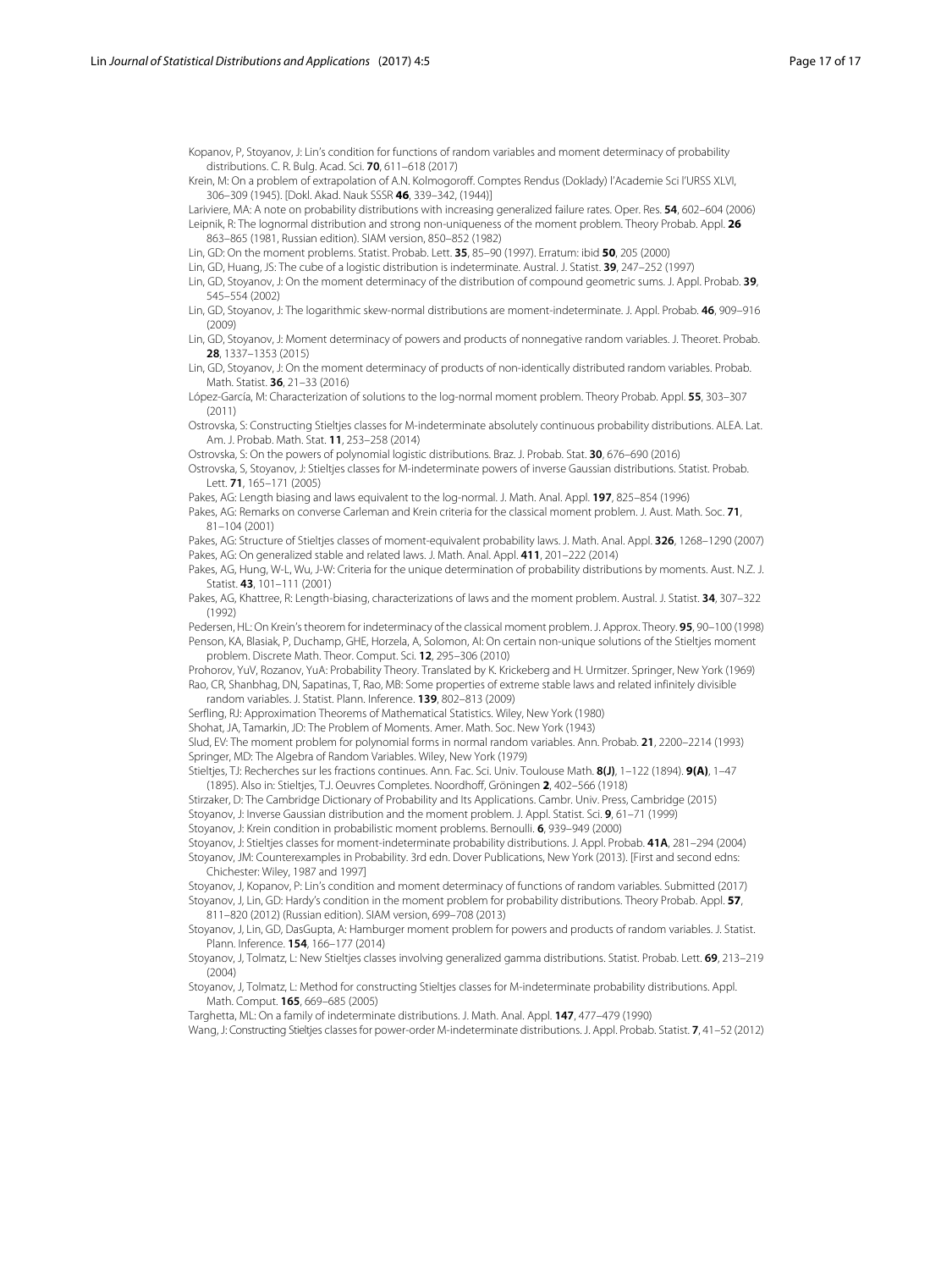Kopanov, P, Stoyanov, J: Lin's condition for functions of random variables and moment determinacy of probability distributions. C. R. Bulg. Acad. Sci. **70**, 611–618 (2017)

Krein, M: On a problem of extrapolation of A.N. Kolmogoroff. Comptes Rendus (Doklady) l'Academie Sci l'URSS XLVI, 306–309 (1945). [Dokl. Akad. Nauk SSSR **46**, 339–342, (1944)]

Lariviere, MA: A note on probability distributions with increasing generalized failure rates. Oper. Res. **54**, 602–604 (2006)

Leipnik, R: The lognormal distribution and strong non-uniqueness of the moment problem. Theory Probab. Appl. **26** 863–865 (1981, Russian edition). SIAM version, 850–852 (1982)

Lin, GD: On the moment problems. Statist. Probab. Lett. **35**, 85–90 (1997). Erratum: ibid **50**, 205 (2000)

Lin, GD, Huang, JS: The cube of a logistic distribution is indeterminate. Austral. J. Statist. **39**, 247–252 (1997)

Lin, GD, Stoyanov, J: On the moment determinacy of the distribution of compound geometric sums. J. Appl. Probab. **39**, 545–554 (2002)

Lin, GD, Stoyanov, J: The logarithmic skew-normal distributions are moment-indeterminate. J. Appl. Probab. **46**, 909–916 (2009)

Lin, GD, Stoyanov, J: Moment determinacy of powers and products of nonnegative random variables. J. Theoret. Probab. **28**, 1337–1353 (2015)

Lin, GD, Stoyanov, J: On the moment determinacy of products of non-identically distributed random variables. Probab. Math. Statist. **36**, 21–33 (2016)

López-García, M: Characterization of solutions to the log-normal moment problem. Theory Probab. Appl. **55**, 303–307 (2011)

Ostrovska, S: Constructing Stieltjes classes for M-indeterminate absolutely continuous probability distributions. ALEA. Lat. Am. J. Probab. Math. Stat. **11**, 253–258 (2014)

Ostrovska, S: On the powers of polynomial logistic distributions. Braz. J. Probab. Stat. **30**, 676–690 (2016)

Ostrovska, S, Stoyanov, J: Stieltjes classes for M-indeterminate powers of inverse Gaussian distributions. Statist. Probab. Lett. **71**, 165–171 (2005)

Pakes, AG: Length biasing and laws equivalent to the log-normal. J. Math. Anal. Appl. **197**, 825–854 (1996)

Pakes, AG: Remarks on converse Carleman and Krein criteria for the classical moment problem. J. Aust. Math. Soc. **71**, 81–104 (2001)

Pakes, AG: Structure of Stieltjes classes of moment-equivalent probability laws. J. Math. Anal. Appl. **326**, 1268–1290 (2007)

Pakes, AG: On generalized stable and related laws. J. Math. Anal. Appl. **411**, 201–222 (2014)

Pakes, AG, Hung, W-L, Wu, J-W: Criteria for the unique determination of probability distributions by moments. Aust. N.Z. J. Statist. **43**, 101–111 (2001)

Pakes, AG, Khattree, R: Length-biasing, characterizations of laws and the moment problem. Austral. J. Statist. **34**, 307–322 (1992)

Pedersen, HL: On Krein's theorem for indeterminacy of the classical moment problem. J. Approx. Theory. **95**, 90–100 (1998)

Penson, KA, Blasiak, P, Duchamp, GHE, Horzela, A, Solomon, AI: On certain non-unique solutions of the Stieltjes moment problem. Discrete Math. Theor. Comput. Sci. **12**, 295–306 (2010)

Prohorov, YuV, Rozanov, YuA: Probability Theory. Translated by K. Krickeberg and H. Urmitzer. Springer, New York (1969)

Rao, CR, Shanbhag, DN, Sapatinas, T, Rao, MB: Some properties of extreme stable laws and related infinitely divisible random variables. J. Statist. Plann. Inference. **139**, 802–813 (2009)

Serfling, RJ: Approximation Theorems of Mathematical Statistics. Wiley, New York (1980)

Shohat, JA, Tamarkin, JD: The Problem of Moments. Amer. Math. Soc. New York (1943)

Slud, EV: The moment problem for polynomial forms in normal random variables. Ann. Probab. **21**, 2200–2214 (1993)

Springer, MD: The Algebra of Random Variables. Wiley, New York (1979)

Stieltjes, TJ: Recherches sur les fractions continues. Ann. Fac. Sci. Univ. Toulouse Math. **8(J)**, 1–122 (1894). **9(A)**, 1–47 (1895). Also in: Stieltjes, T.J. Oeuvres Completes. Noordhoff, Gröningen **2**, 402–566 (1918)

Stirzaker, D: The Cambridge Dictionary of Probability and Its Applications. Cambr. Univ. Press, Cambridge (2015)

Stoyanov, J: Inverse Gaussian distribution and the moment problem. J. Appl. Statist. Sci. **9**, 61–71 (1999)

Stoyanov, J: Krein condition in probabilistic moment problems. Bernoulli. **6**, 939–949 (2000)

Stoyanov, J: Stieltjes classes for moment-indeterminate probability distributions. J. Appl. Probab. **41A**, 281–294 (2004)

Stoyanov, JM: Counterexamples in Probability. 3rd edn. Dover Publications, New York (2013). [First and second edns: Chichester: Wiley, 1987 and 1997]

Stoyanov, J, Kopanov, P: Lin's condition and moment determinacy of functions of random variables. Submitted (2017)

Stoyanov, J, Lin, GD: Hardy's condition in the moment problem for probability distributions. Theory Probab. Appl. **57**, 811–820 (2012) (Russian edition). SIAM version, 699–708 (2013)

Stoyanov, J, Lin, GD, DasGupta, A: Hamburger moment problem for powers and products of random variables. J. Statist. Plann. Inference. **154**, 166–177 (2014)

Stoyanov, J, Tolmatz, L: New Stieltjes classes involving generalized gamma distributions. Statist. Probab. Lett. **69**, 213–219 (2004)

Stoyanov, J, Tolmatz, L: Method for constructing Stieltjes classes for M-indeterminate probability distributions. Appl. Math. Comput. **165**, 669–685 (2005)

Targhetta, ML: On a family of indeterminate distributions. J. Math. Anal. Appl. **147**, 477–479 (1990)

Wang, J: Constructing Stieltjes classes for power-order M-indeterminate distributions. J. Appl. Probab. Statist. **7**, 41–52 (2012)